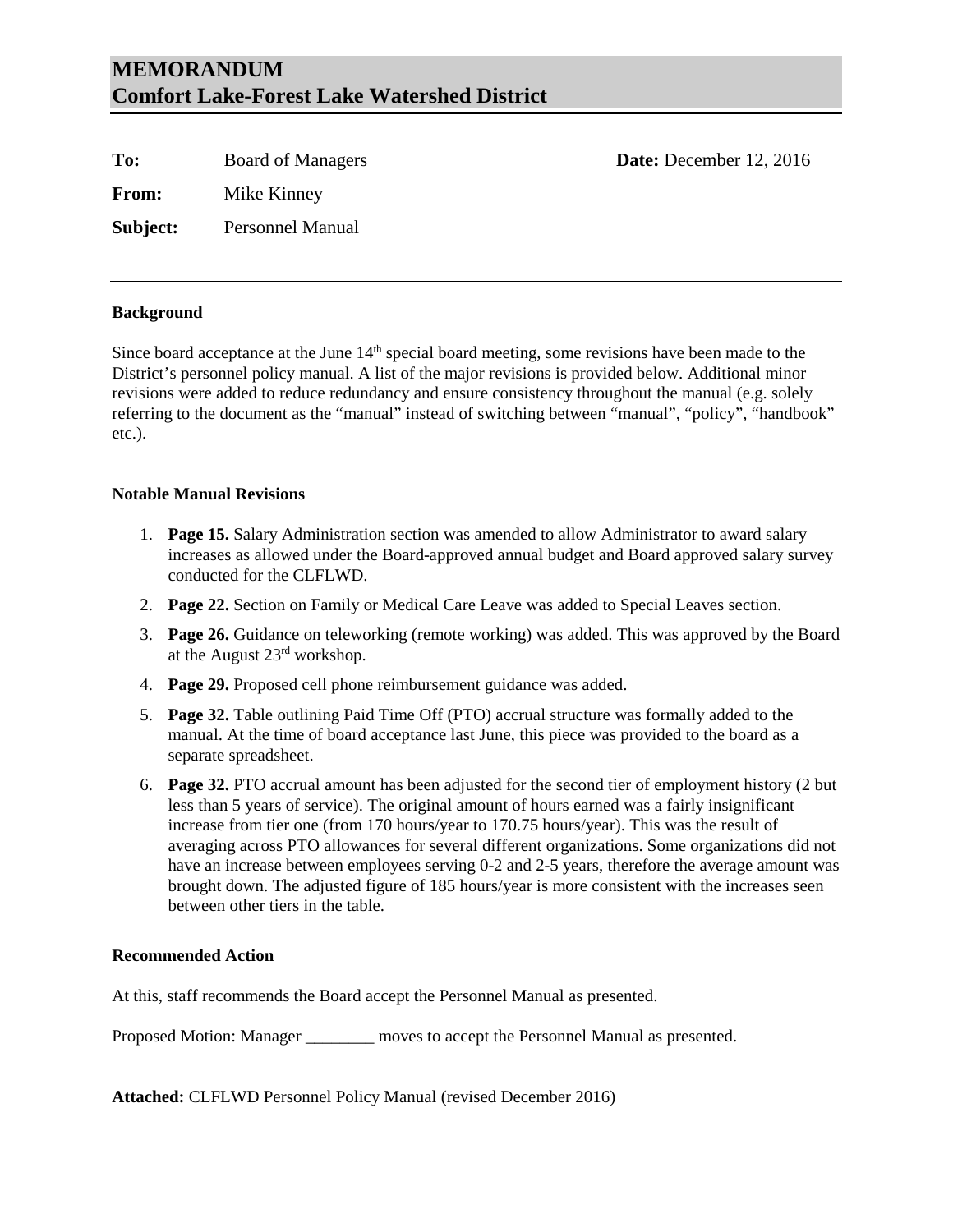# MEMORANDUM
# Comfort Lake-Forest Lake Watershed District

**To:** Board of Managers

**Date:** December 12, 2016

**From:** Mike Kinney

**Subject:** Personnel Manual

---

**Background**

Since board acceptance at the June 14th special board meeting, some revisions have been made to the District's personnel policy manual. A list of the major revisions is provided below. Additional minor revisions were added to reduce redundancy and ensure consistency throughout the manual (e.g. solely referring to the document as the "manual" instead of switching between "manual", "policy", "handbook" etc.).

**Notable Manual Revisions**

1. **Page 15.** Salary Administration section was amended to allow Administrator to award salary increases as allowed under the Board-approved annual budget and Board approved salary survey conducted for the CLFLWD.
2. **Page 22.** Section on Family or Medical Care Leave was added to Special Leaves section.
3. **Page 26.** Guidance on teleworking (remote working) was added. This was approved by the Board at the August 23rd workshop.
4. **Page 29.** Proposed cell phone reimbursement guidance was added.
5. **Page 32.** Table outlining Paid Time Off (PTO) accrual structure was formally added to the manual. At the time of board acceptance last June, this piece was provided to the board as a separate spreadsheet.
6. **Page 32.** PTO accrual amount has been adjusted for the second tier of employment history (2 but less than 5 years of service). The original amount of hours earned was a fairly insignificant increase from tier one (from 170 hours/year to 170.75 hours/year). This was the result of averaging across PTO allowances for several different organizations. Some organizations did not have an increase between employees serving 0-2 and 2-5 years, therefore the average amount was brought down. The adjusted figure of 185 hours/year is more consistent with the increases seen between other tiers in the table.

**Recommended Action**

At this, staff recommends the Board accept the Personnel Manual as presented.

Proposed Motion: Manager ________ moves to accept the Personnel Manual as presented.

**Attached:** CLFLWD Personnel Policy Manual (revised December 2016)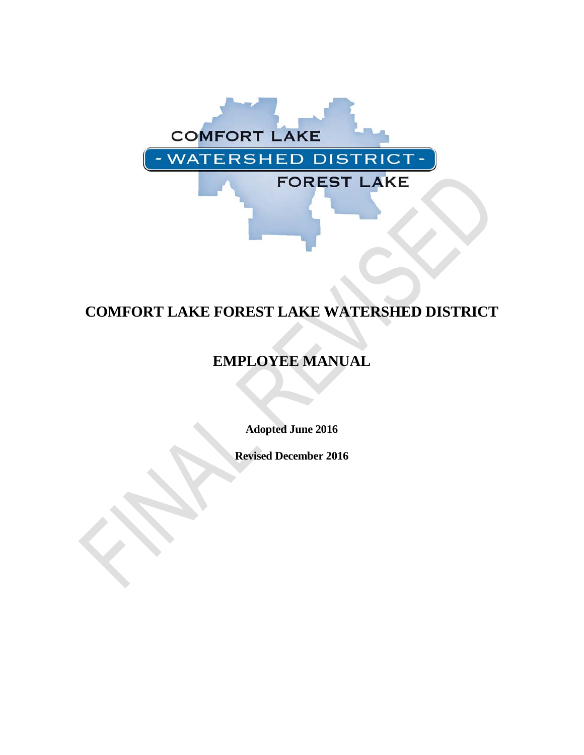# COMFORT LAKE FOREST LAKE WATERSHED DISTRICT

# EMPLOYEE MANUAL

**Adopted June 2016**

**Revised December 2016**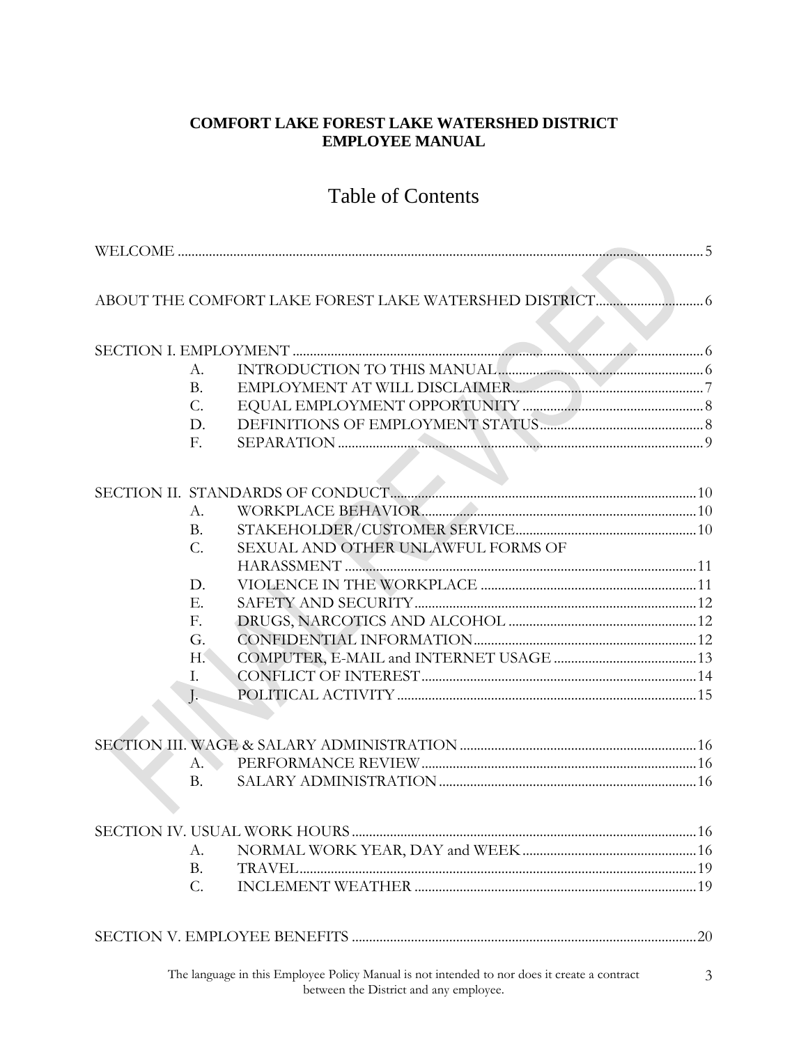**COMFORT LAKE FOREST LAKE WATERSHED DISTRICT**
**EMPLOYEE MANUAL**

# Table of Contents

WELCOME .................................................................. 5

ABOUT THE COMFORT LAKE FOREST LAKE WATERSHED DISTRICT .................... 6

SECTION I. EMPLOYMENT .................................................... 6

- A. INTRODUCTION TO THIS MANUAL ........................................ 6
- B. EMPLOYMENT AT WILL DISCLAIMER ...................................... 7
- C. EQUAL EMPLOYMENT OPPORTUNITY ....................................... 8
- D. DEFINITIONS OF EMPLOYMENT STATUS ................................... 8
- F. SEPARATION ........................................................ 9

SECTION II. STANDARDS OF CONDUCT ......................................... 10

- A. WORKPLACE BEHAVIOR ................................................ 10
- B. STAKEHOLDER/CUSTOMER SERVICE ...................................... 10
- C. SEXUAL AND OTHER UNLAWFUL FORMS OF HARASSMENT ..................... 11
- D. VIOLENCE IN THE WORKPLACE ......................................... 11
- E. SAFETY AND SECURITY ............................................... 12
- F. DRUGS, NARCOTICS AND ALCOHOL ...................................... 12
- G. CONFIDENTIAL INFORMATION .......................................... 12
- H. COMPUTER, E-MAIL and INTERNET USAGE ............................... 13
- I. CONFLICT OF INTEREST .............................................. 14
- J. POLITICAL ACTIVITY ................................................ 15

SECTION III. WAGE & SALARY ADMINISTRATION ............................... 16

- A. PERFORMANCE REVIEW ................................................ 16
- B. SALARY ADMINISTRATION ............................................. 16

SECTION IV. USUAL WORK HOURS ............................................. 16

- A. NORMAL WORK YEAR, DAY and WEEK .................................... 16
- B. TRAVEL ............................................................ 19
- C. INCLEMENT WEATHER ................................................. 19

SECTION V. EMPLOYEE BENEFITS ............................................. 20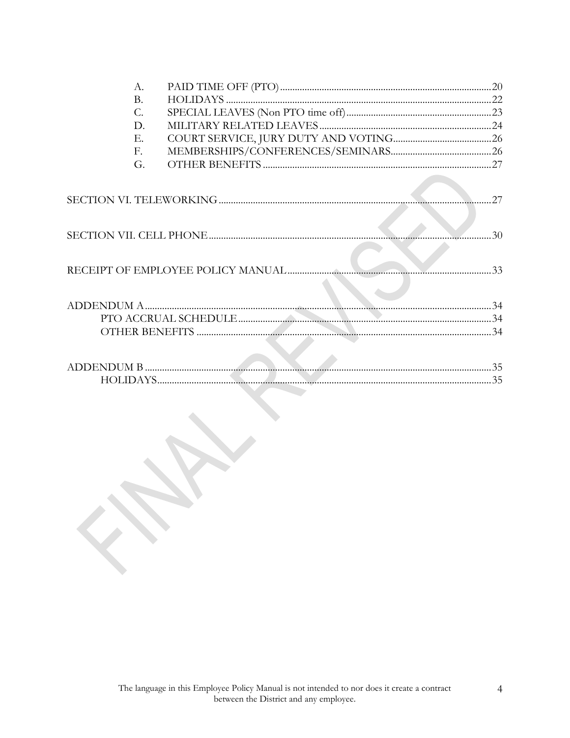A. PAID TIME OFF (PTO) ........ 20
B. HOLIDAYS ........ 22
C. SPECIAL LEAVES (Non PTO time off) ........ 23
D. MILITARY RELATED LEAVES ........ 24
E. COURT SERVICE, JURY DUTY AND VOTING ........ 26
F. MEMBERSHIPS/CONFERENCES/SEMINARS ........ 26
G. OTHER BENEFITS ........ 27

SECTION VI. TELEWORKING ........ 27

SECTION VII. CELL PHONE ........ 30

RECEIPT OF EMPLOYEE POLICY MANUAL ........ 33

ADDENDUM A ........ 34
- PTO ACCRUAL SCHEDULE ........ 34
- OTHER BENEFITS ........ 34

ADDENDUM B ........ 35
- HOLIDAYS ........ 35

FINAL REVISED

The language in this Employee Policy Manual is not intended to nor does it create a contract between the District and any employee.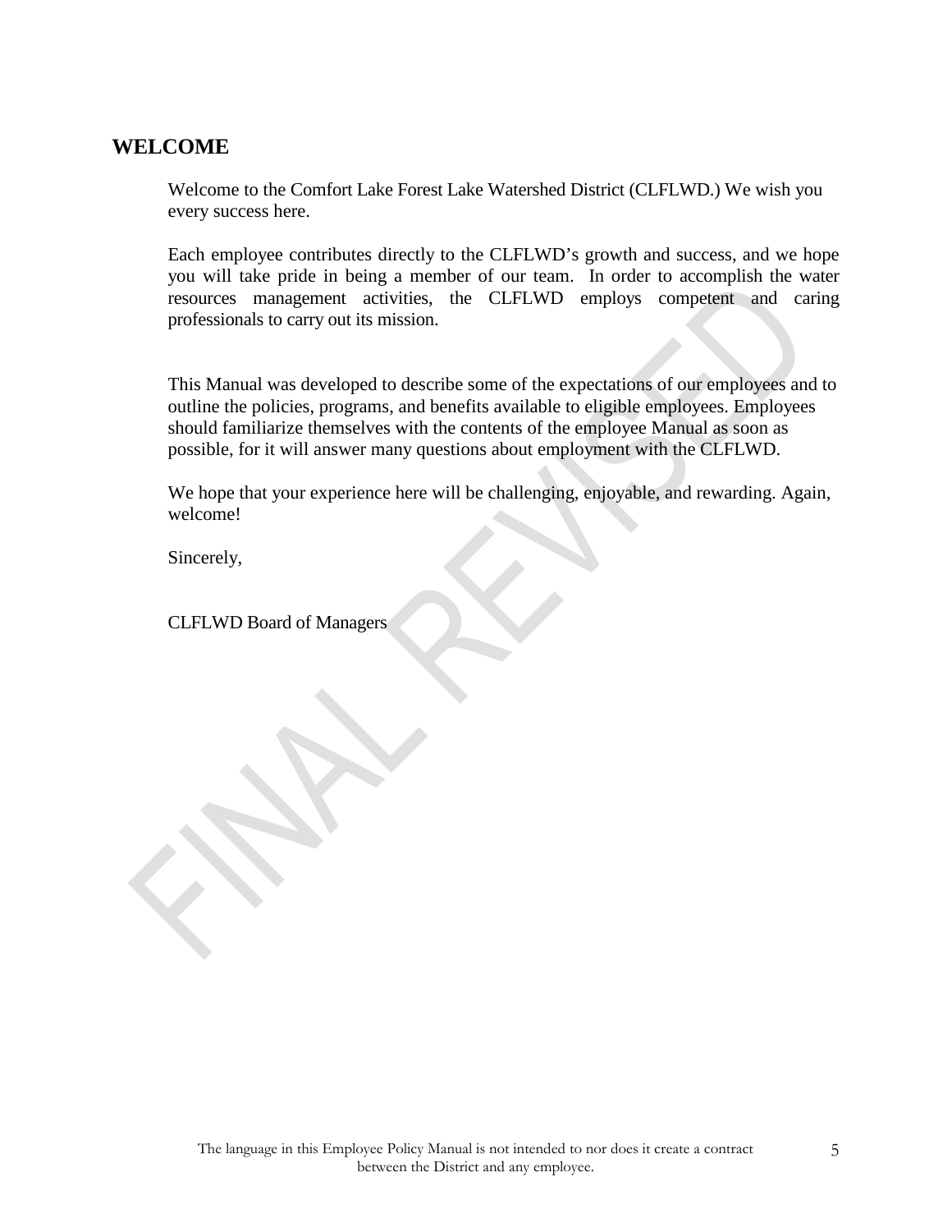## WELCOME

Welcome to the Comfort Lake Forest Lake Watershed District (CLFLWD.) We wish you every success here.

Each employee contributes directly to the CLFLWD's growth and success, and we hope you will take pride in being a member of our team. In order to accomplish the water resources management activities, the CLFLWD employs competent and caring professionals to carry out its mission.

This Manual was developed to describe some of the expectations of our employees and to outline the policies, programs, and benefits available to eligible employees. Employees should familiarize themselves with the contents of the employee Manual as soon as possible, for it will answer many questions about employment with the CLFLWD.

We hope that your experience here will be challenging, enjoyable, and rewarding. Again, welcome!

Sincerely,

CLFLWD Board of Managers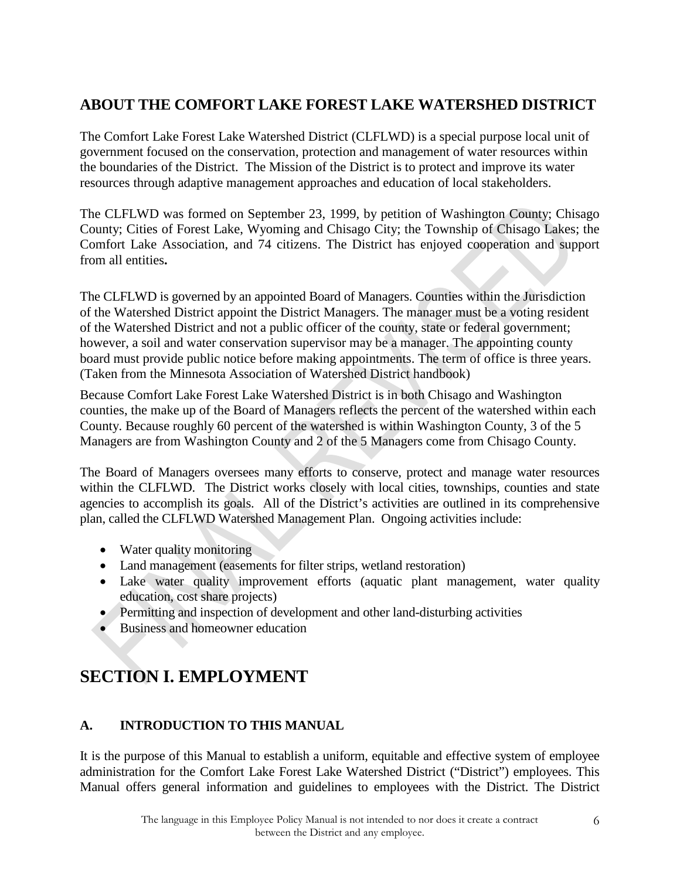## ABOUT THE COMFORT LAKE FOREST LAKE WATERSHED DISTRICT

The Comfort Lake Forest Lake Watershed District (CLFLWD) is a special purpose local unit of government focused on the conservation, protection and management of water resources within the boundaries of the District. The Mission of the District is to protect and improve its water resources through adaptive management approaches and education of local stakeholders.

The CLFLWD was formed on September 23, 1999, by petition of Washington County; Chisago County; Cities of Forest Lake, Wyoming and Chisago City; the Township of Chisago Lakes; the Comfort Lake Association, and 74 citizens. The District has enjoyed cooperation and support from all entities**.**

The CLFLWD is governed by an appointed Board of Managers. Counties within the Jurisdiction of the Watershed District appoint the District Managers. The manager must be a voting resident of the Watershed District and not a public officer of the county, state or federal government; however, a soil and water conservation supervisor may be a manager. The appointing county board must provide public notice before making appointments. The term of office is three years. (Taken from the Minnesota Association of Watershed District handbook)

Because Comfort Lake Forest Lake Watershed District is in both Chisago and Washington counties, the make up of the Board of Managers reflects the percent of the watershed within each County. Because roughly 60 percent of the watershed is within Washington County, 3 of the 5 Managers are from Washington County and 2 of the 5 Managers come from Chisago County.

The Board of Managers oversees many efforts to conserve, protect and manage water resources within the CLFLWD. The District works closely with local cities, townships, counties and state agencies to accomplish its goals. All of the District's activities are outlined in its comprehensive plan, called the CLFLWD Watershed Management Plan. Ongoing activities include:

- Water quality monitoring
- Land management (easements for filter strips, wetland restoration)
- Lake water quality improvement efforts (aquatic plant management, water quality education, cost share projects)
- Permitting and inspection of development and other land-disturbing activities
- Business and homeowner education

# SECTION I. EMPLOYMENT

### A. INTRODUCTION TO THIS MANUAL

It is the purpose of this Manual to establish a uniform, equitable and effective system of employee administration for the Comfort Lake Forest Lake Watershed District ("District") employees. This Manual offers general information and guidelines to employees with the District. The District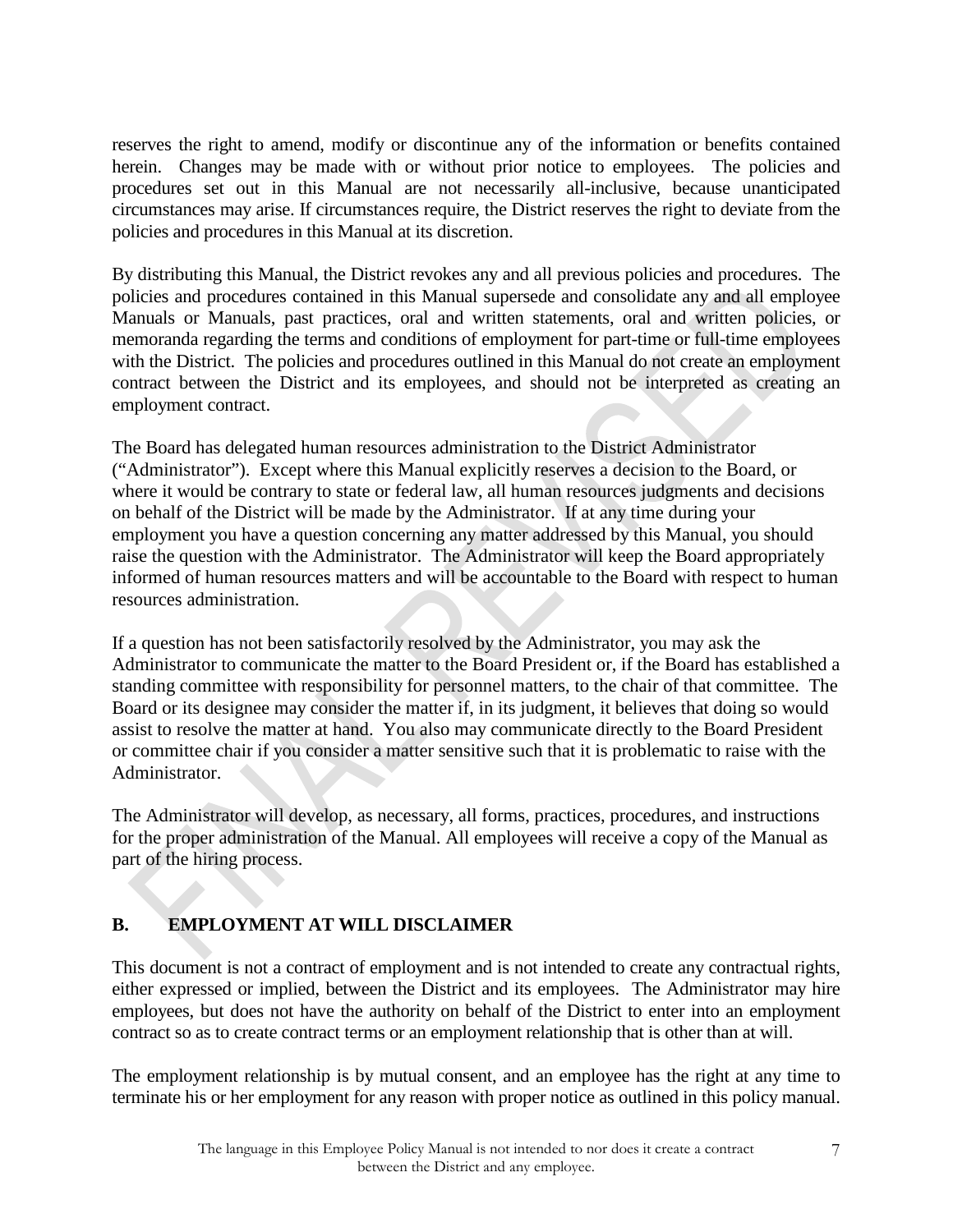reserves the right to amend, modify or discontinue any of the information or benefits contained herein. Changes may be made with or without prior notice to employees. The policies and procedures set out in this Manual are not necessarily all-inclusive, because unanticipated circumstances may arise. If circumstances require, the District reserves the right to deviate from the policies and procedures in this Manual at its discretion.

By distributing this Manual, the District revokes any and all previous policies and procedures. The policies and procedures contained in this Manual supersede and consolidate any and all employee Manuals or Manuals, past practices, oral and written statements, oral and written policies, or memoranda regarding the terms and conditions of employment for part-time or full-time employees with the District. The policies and procedures outlined in this Manual do not create an employment contract between the District and its employees, and should not be interpreted as creating an employment contract.

The Board has delegated human resources administration to the District Administrator ("Administrator"). Except where this Manual explicitly reserves a decision to the Board, or where it would be contrary to state or federal law, all human resources judgments and decisions on behalf of the District will be made by the Administrator. If at any time during your employment you have a question concerning any matter addressed by this Manual, you should raise the question with the Administrator. The Administrator will keep the Board appropriately informed of human resources matters and will be accountable to the Board with respect to human resources administration.

If a question has not been satisfactorily resolved by the Administrator, you may ask the Administrator to communicate the matter to the Board President or, if the Board has established a standing committee with responsibility for personnel matters, to the chair of that committee. The Board or its designee may consider the matter if, in its judgment, it believes that doing so would assist to resolve the matter at hand. You also may communicate directly to the Board President or committee chair if you consider a matter sensitive such that it is problematic to raise with the Administrator.

The Administrator will develop, as necessary, all forms, practices, procedures, and instructions for the proper administration of the Manual. All employees will receive a copy of the Manual as part of the hiring process.

## B. EMPLOYMENT AT WILL DISCLAIMER

This document is not a contract of employment and is not intended to create any contractual rights, either expressed or implied, between the District and its employees. The Administrator may hire employees, but does not have the authority on behalf of the District to enter into an employment contract so as to create contract terms or an employment relationship that is other than at will.

The employment relationship is by mutual consent, and an employee has the right at any time to terminate his or her employment for any reason with proper notice as outlined in this policy manual.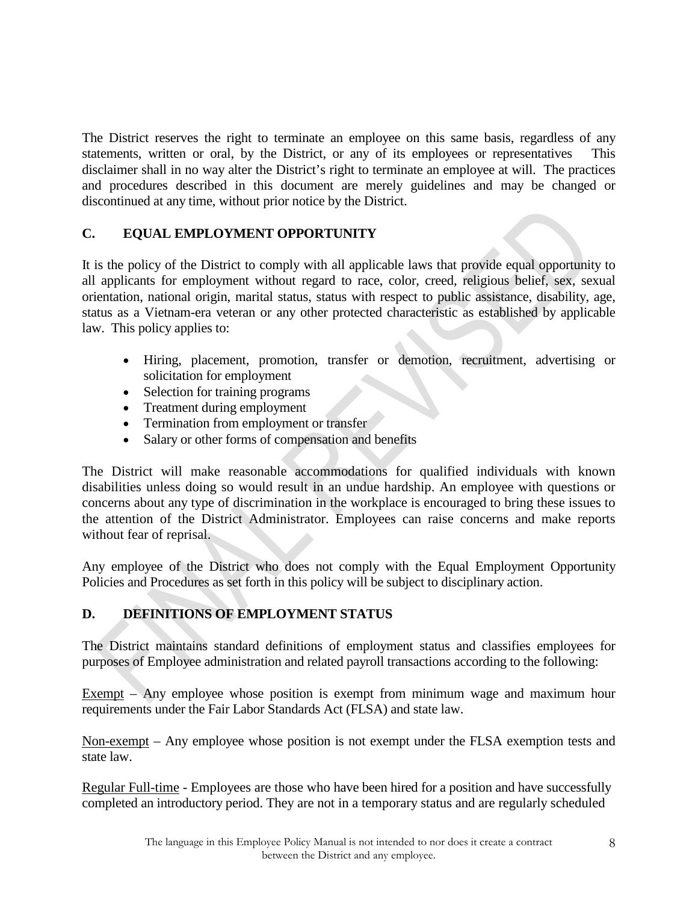The District reserves the right to terminate an employee on this same basis, regardless of any statements, written or oral, by the District, or any of its employees or representatives This disclaimer shall in no way alter the District's right to terminate an employee at will. The practices and procedures described in this document are merely guidelines and may be changed or discontinued at any time, without prior notice by the District.

## C. EQUAL EMPLOYMENT OPPORTUNITY

It is the policy of the District to comply with all applicable laws that provide equal opportunity to all applicants for employment without regard to race, color, creed, religious belief, sex, sexual orientation, national origin, marital status, status with respect to public assistance, disability, age, status as a Vietnam-era veteran or any other protected characteristic as established by applicable law. This policy applies to:

- Hiring, placement, promotion, transfer or demotion, recruitment, advertising or solicitation for employment
- Selection for training programs
- Treatment during employment
- Termination from employment or transfer
- Salary or other forms of compensation and benefits

The District will make reasonable accommodations for qualified individuals with known disabilities unless doing so would result in an undue hardship. An employee with questions or concerns about any type of discrimination in the workplace is encouraged to bring these issues to the attention of the District Administrator. Employees can raise concerns and make reports without fear of reprisal.

Any employee of the District who does not comply with the Equal Employment Opportunity Policies and Procedures as set forth in this policy will be subject to disciplinary action.

## D. DEFINITIONS OF EMPLOYMENT STATUS

The District maintains standard definitions of employment status and classifies employees for purposes of Employee administration and related payroll transactions according to the following:

Exempt – Any employee whose position is exempt from minimum wage and maximum hour requirements under the Fair Labor Standards Act (FLSA) and state law.

Non-exempt – Any employee whose position is not exempt under the FLSA exemption tests and state law.

Regular Full-time - Employees are those who have been hired for a position and have successfully completed an introductory period. They are not in a temporary status and are regularly scheduled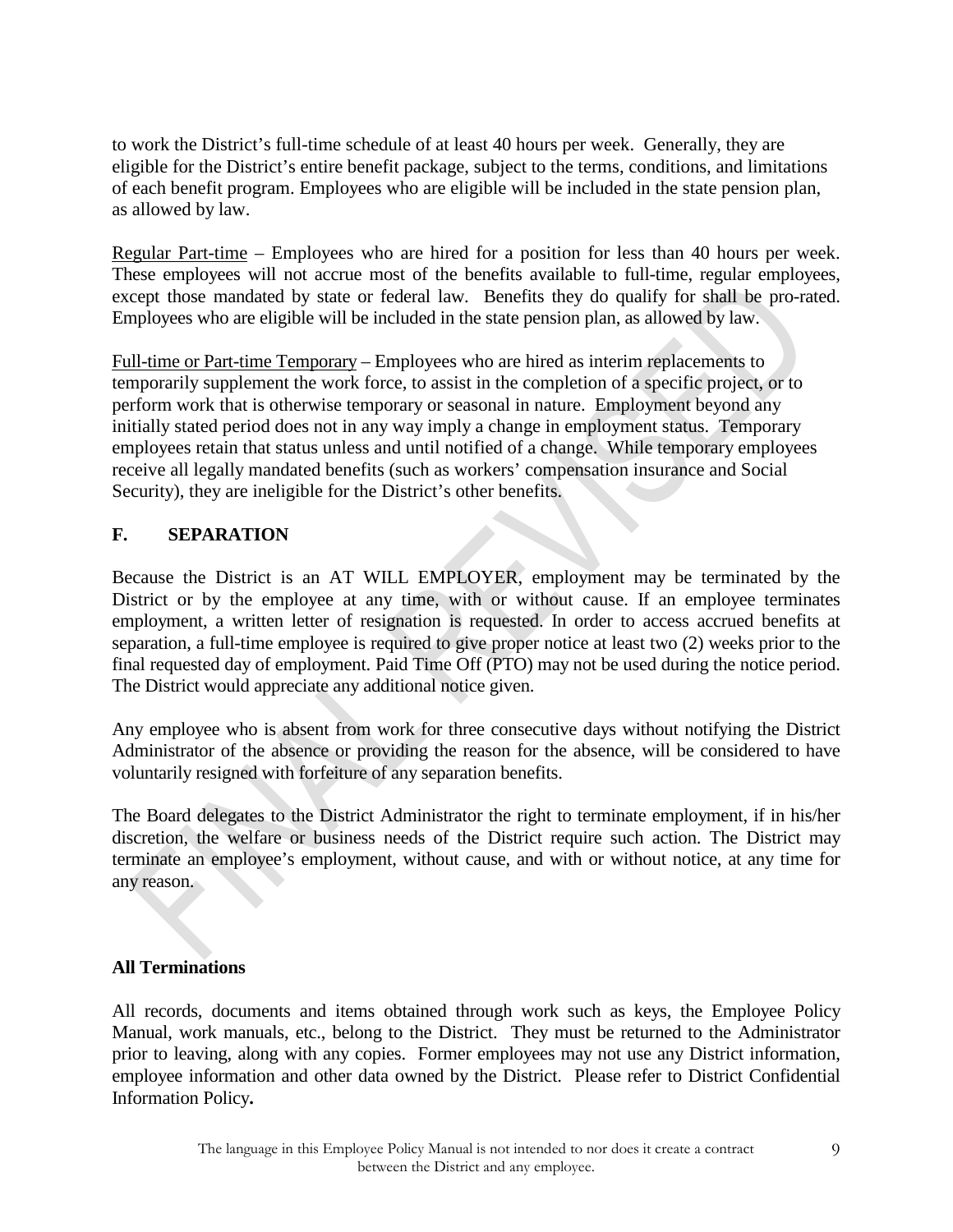to work the District's full-time schedule of at least 40 hours per week. Generally, they are eligible for the District's entire benefit package, subject to the terms, conditions, and limitations of each benefit program. Employees who are eligible will be included in the state pension plan, as allowed by law.

Regular Part-time – Employees who are hired for a position for less than 40 hours per week. These employees will not accrue most of the benefits available to full-time, regular employees, except those mandated by state or federal law. Benefits they do qualify for shall be pro-rated. Employees who are eligible will be included in the state pension plan, as allowed by law.

Full-time or Part-time Temporary – Employees who are hired as interim replacements to temporarily supplement the work force, to assist in the completion of a specific project, or to perform work that is otherwise temporary or seasonal in nature. Employment beyond any initially stated period does not in any way imply a change in employment status. Temporary employees retain that status unless and until notified of a change. While temporary employees receive all legally mandated benefits (such as workers' compensation insurance and Social Security), they are ineligible for the District's other benefits.

## F. SEPARATION

Because the District is an AT WILL EMPLOYER, employment may be terminated by the District or by the employee at any time, with or without cause. If an employee terminates employment, a written letter of resignation is requested. In order to access accrued benefits at separation, a full-time employee is required to give proper notice at least two (2) weeks prior to the final requested day of employment. Paid Time Off (PTO) may not be used during the notice period. The District would appreciate any additional notice given.

Any employee who is absent from work for three consecutive days without notifying the District Administrator of the absence or providing the reason for the absence, will be considered to have voluntarily resigned with forfeiture of any separation benefits.

The Board delegates to the District Administrator the right to terminate employment, if in his/her discretion, the welfare or business needs of the District require such action. The District may terminate an employee's employment, without cause, and with or without notice, at any time for any reason.

**All Terminations**

All records, documents and items obtained through work such as keys, the Employee Policy Manual, work manuals, etc., belong to the District. They must be returned to the Administrator prior to leaving, along with any copies. Former employees may not use any District information, employee information and other data owned by the District. Please refer to District Confidential Information Policy**.**

The language in this Employee Policy Manual is not intended to nor does it create a contract between the District and any employee.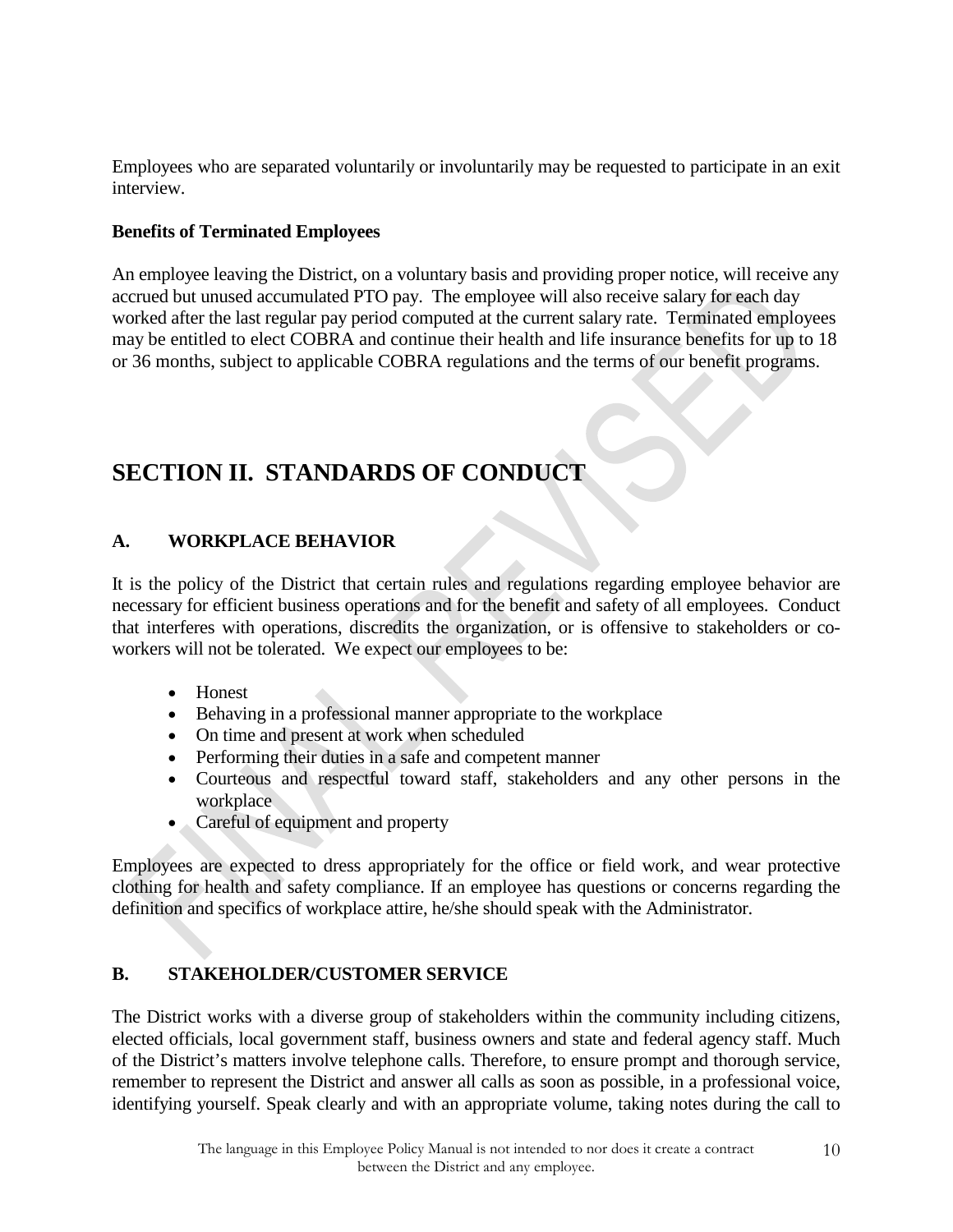Employees who are separated voluntarily or involuntarily may be requested to participate in an exit interview.

**Benefits of Terminated Employees**

An employee leaving the District, on a voluntary basis and providing proper notice, will receive any accrued but unused accumulated PTO pay. The employee will also receive salary for each day worked after the last regular pay period computed at the current salary rate. Terminated employees may be entitled to elect COBRA and continue their health and life insurance benefits for up to 18 or 36 months, subject to applicable COBRA regulations and the terms of our benefit programs.

# SECTION II. STANDARDS OF CONDUCT

## A. WORKPLACE BEHAVIOR

It is the policy of the District that certain rules and regulations regarding employee behavior are necessary for efficient business operations and for the benefit and safety of all employees. Conduct that interferes with operations, discredits the organization, or is offensive to stakeholders or co-workers will not be tolerated. We expect our employees to be:

- Honest
- Behaving in a professional manner appropriate to the workplace
- On time and present at work when scheduled
- Performing their duties in a safe and competent manner
- Courteous and respectful toward staff, stakeholders and any other persons in the workplace
- Careful of equipment and property

Employees are expected to dress appropriately for the office or field work, and wear protective clothing for health and safety compliance. If an employee has questions or concerns regarding the definition and specifics of workplace attire, he/she should speak with the Administrator.

## B. STAKEHOLDER/CUSTOMER SERVICE

The District works with a diverse group of stakeholders within the community including citizens, elected officials, local government staff, business owners and state and federal agency staff. Much of the District's matters involve telephone calls. Therefore, to ensure prompt and thorough service, remember to represent the District and answer all calls as soon as possible, in a professional voice, identifying yourself. Speak clearly and with an appropriate volume, taking notes during the call to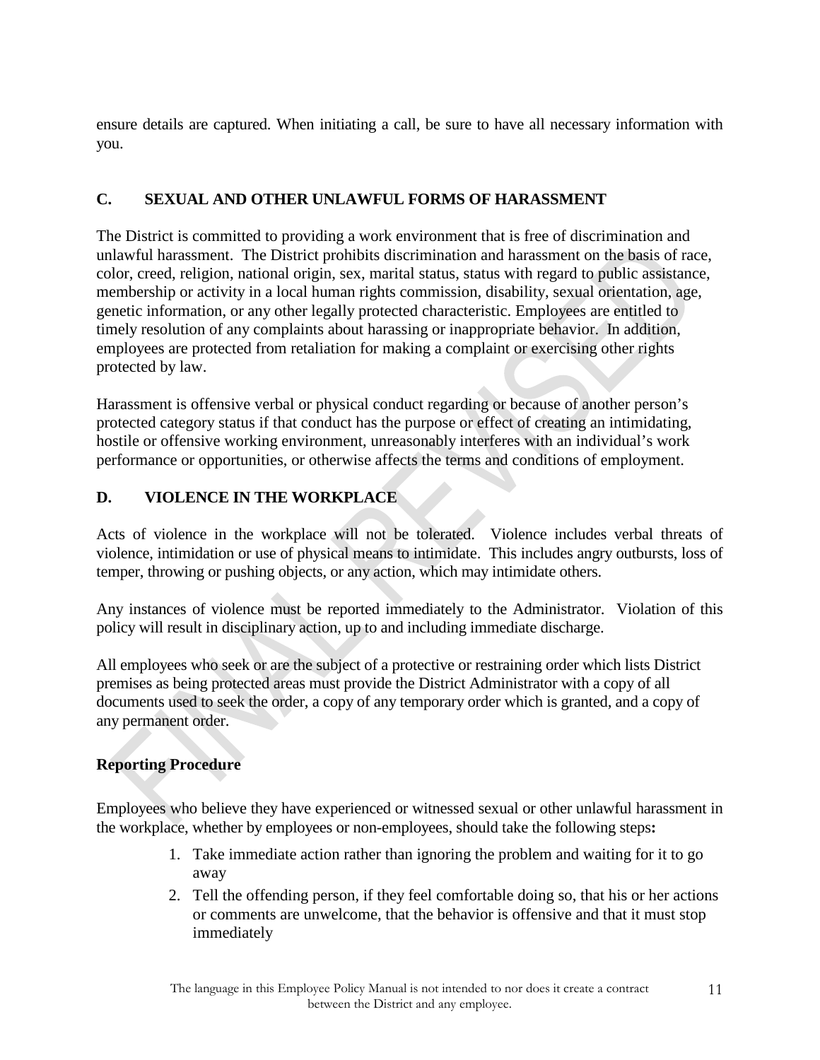ensure details are captured. When initiating a call, be sure to have all necessary information with you.

## C. SEXUAL AND OTHER UNLAWFUL FORMS OF HARASSMENT

The District is committed to providing a work environment that is free of discrimination and unlawful harassment. The District prohibits discrimination and harassment on the basis of race, color, creed, religion, national origin, sex, marital status, status with regard to public assistance, membership or activity in a local human rights commission, disability, sexual orientation, age, genetic information, or any other legally protected characteristic. Employees are entitled to timely resolution of any complaints about harassing or inappropriate behavior. In addition, employees are protected from retaliation for making a complaint or exercising other rights protected by law.

Harassment is offensive verbal or physical conduct regarding or because of another person's protected category status if that conduct has the purpose or effect of creating an intimidating, hostile or offensive working environment, unreasonably interferes with an individual's work performance or opportunities, or otherwise affects the terms and conditions of employment.

## D. VIOLENCE IN THE WORKPLACE

Acts of violence in the workplace will not be tolerated. Violence includes verbal threats of violence, intimidation or use of physical means to intimidate. This includes angry outbursts, loss of temper, throwing or pushing objects, or any action, which may intimidate others.

Any instances of violence must be reported immediately to the Administrator. Violation of this policy will result in disciplinary action, up to and including immediate discharge.

All employees who seek or are the subject of a protective or restraining order which lists District premises as being protected areas must provide the District Administrator with a copy of all documents used to seek the order, a copy of any temporary order which is granted, and a copy of any permanent order.

### Reporting Procedure

Employees who believe they have experienced or witnessed sexual or other unlawful harassment in the workplace, whether by employees or non-employees, should take the following steps**:**

1. Take immediate action rather than ignoring the problem and waiting for it to go away
2. Tell the offending person, if they feel comfortable doing so, that his or her actions or comments are unwelcome, that the behavior is offensive and that it must stop immediately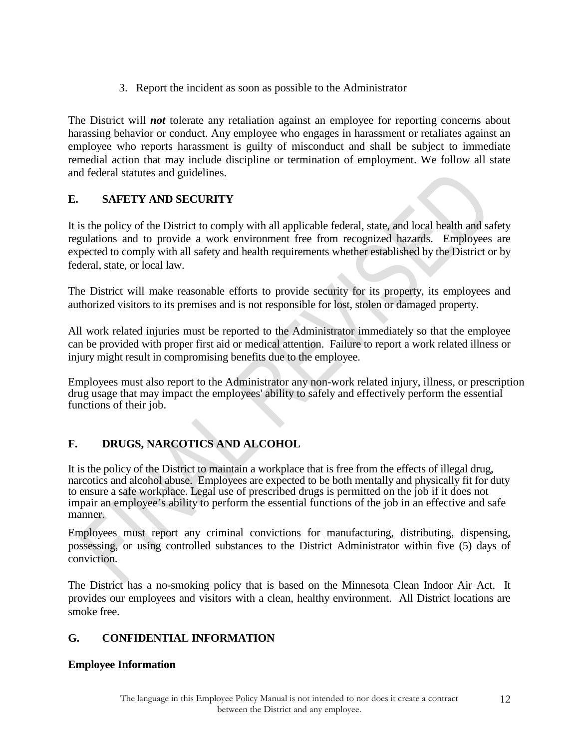3. Report the incident as soon as possible to the Administrator

The District will ***not*** tolerate any retaliation against an employee for reporting concerns about harassing behavior or conduct. Any employee who engages in harassment or retaliates against an employee who reports harassment is guilty of misconduct and shall be subject to immediate remedial action that may include discipline or termination of employment. We follow all state and federal statutes and guidelines.

## E. SAFETY AND SECURITY

It is the policy of the District to comply with all applicable federal, state, and local health and safety regulations and to provide a work environment free from recognized hazards. Employees are expected to comply with all safety and health requirements whether established by the District or by federal, state, or local law.

The District will make reasonable efforts to provide security for its property, its employees and authorized visitors to its premises and is not responsible for lost, stolen or damaged property.

All work related injuries must be reported to the Administrator immediately so that the employee can be provided with proper first aid or medical attention. Failure to report a work related illness or injury might result in compromising benefits due to the employee.

Employees must also report to the Administrator any non-work related injury, illness, or prescription drug usage that may impact the employees' ability to safely and effectively perform the essential functions of their job.

## F. DRUGS, NARCOTICS AND ALCOHOL

It is the policy of the District to maintain a workplace that is free from the effects of illegal drug, narcotics and alcohol abuse. Employees are expected to be both mentally and physically fit for duty to ensure a safe workplace. Legal use of prescribed drugs is permitted on the job if it does not impair an employee's ability to perform the essential functions of the job in an effective and safe manner.

Employees must report any criminal convictions for manufacturing, distributing, dispensing, possessing, or using controlled substances to the District Administrator within five (5) days of conviction.

The District has a no-smoking policy that is based on the Minnesota Clean Indoor Air Act. It provides our employees and visitors with a clean, healthy environment. All District locations are smoke free.

## G. CONFIDENTIAL INFORMATION

### Employee Information

The language in this Employee Policy Manual is not intended to nor does it create a contract between the District and any employee.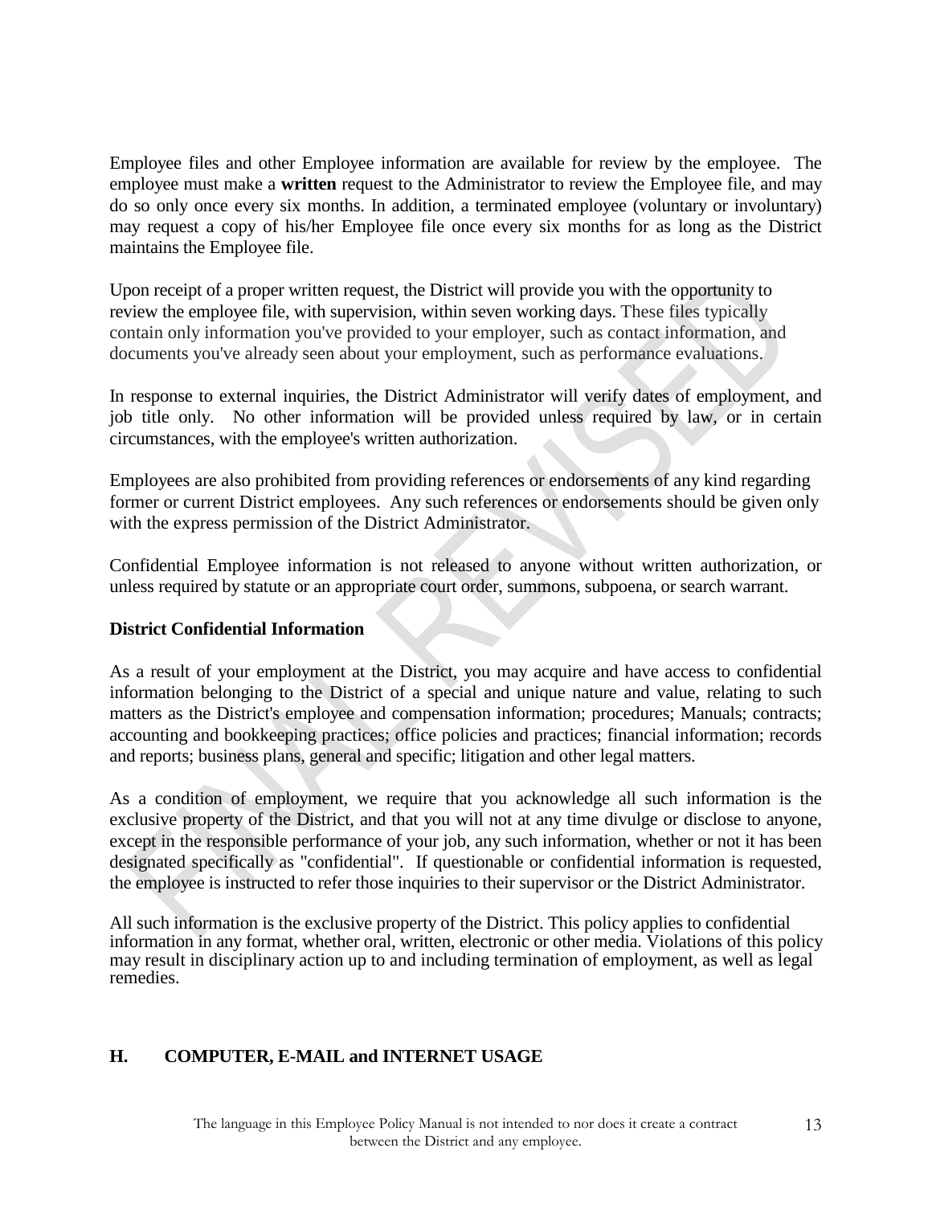Employee files and other Employee information are available for review by the employee. The employee must make a **written** request to the Administrator to review the Employee file, and may do so only once every six months. In addition, a terminated employee (voluntary or involuntary) may request a copy of his/her Employee file once every six months for as long as the District maintains the Employee file.

Upon receipt of a proper written request, the District will provide you with the opportunity to review the employee file, with supervision, within seven working days. These files typically contain only information you've provided to your employer, such as contact information, and documents you've already seen about your employment, such as performance evaluations.

In response to external inquiries, the District Administrator will verify dates of employment, and job title only. No other information will be provided unless required by law, or in certain circumstances, with the employee's written authorization.

Employees are also prohibited from providing references or endorsements of any kind regarding former or current District employees. Any such references or endorsements should be given only with the express permission of the District Administrator.

Confidential Employee information is not released to anyone without written authorization, or unless required by statute or an appropriate court order, summons, subpoena, or search warrant.

**District Confidential Information**

As a result of your employment at the District, you may acquire and have access to confidential information belonging to the District of a special and unique nature and value, relating to such matters as the District's employee and compensation information; procedures; Manuals; contracts; accounting and bookkeeping practices; office policies and practices; financial information; records and reports; business plans, general and specific; litigation and other legal matters.

As a condition of employment, we require that you acknowledge all such information is the exclusive property of the District, and that you will not at any time divulge or disclose to anyone, except in the responsible performance of your job, any such information, whether or not it has been designated specifically as "confidential". If questionable or confidential information is requested, the employee is instructed to refer those inquiries to their supervisor or the District Administrator.

All such information is the exclusive property of the District. This policy applies to confidential information in any format, whether oral, written, electronic or other media. Violations of this policy may result in disciplinary action up to and including termination of employment, as well as legal remedies.

## H. COMPUTER, E-MAIL and INTERNET USAGE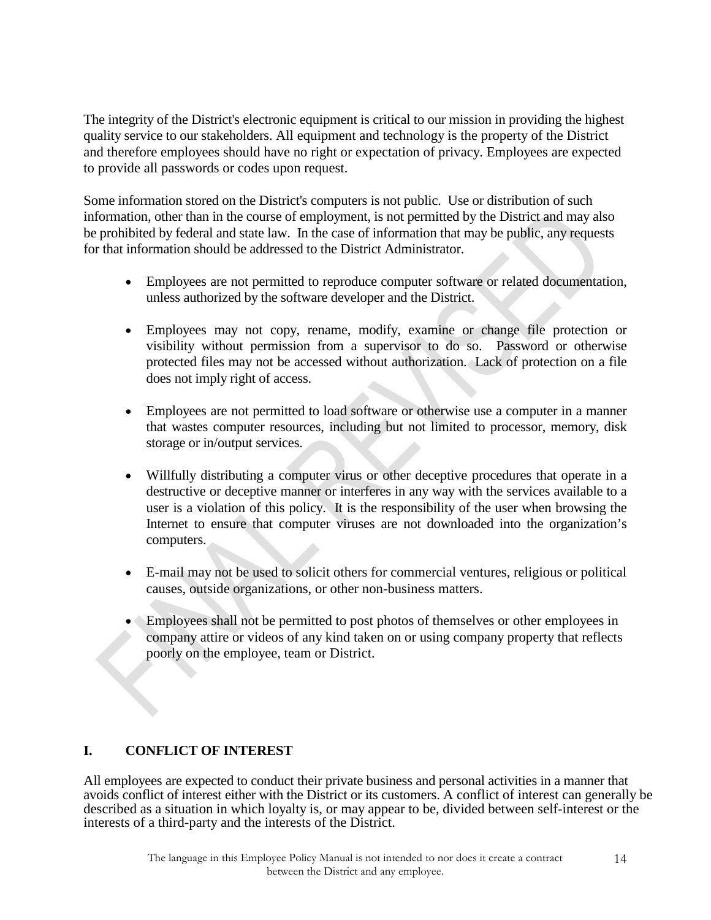The integrity of the District's electronic equipment is critical to our mission in providing the highest quality service to our stakeholders. All equipment and technology is the property of the District and therefore employees should have no right or expectation of privacy. Employees are expected to provide all passwords or codes upon request.

Some information stored on the District's computers is not public. Use or distribution of such information, other than in the course of employment, is not permitted by the District and may also be prohibited by federal and state law. In the case of information that may be public, any requests for that information should be addressed to the District Administrator.

- Employees are not permitted to reproduce computer software or related documentation, unless authorized by the software developer and the District.

- Employees may not copy, rename, modify, examine or change file protection or visibility without permission from a supervisor to do so. Password or otherwise protected files may not be accessed without authorization. Lack of protection on a file does not imply right of access.

- Employees are not permitted to load software or otherwise use a computer in a manner that wastes computer resources, including but not limited to processor, memory, disk storage or in/output services.

- Willfully distributing a computer virus or other deceptive procedures that operate in a destructive or deceptive manner or interferes in any way with the services available to a user is a violation of this policy. It is the responsibility of the user when browsing the Internet to ensure that computer viruses are not downloaded into the organization's computers.

- E-mail may not be used to solicit others for commercial ventures, religious or political causes, outside organizations, or other non-business matters.

- Employees shall not be permitted to post photos of themselves or other employees in company attire or videos of any kind taken on or using company property that reflects poorly on the employee, team or District.

## I. CONFLICT OF INTEREST

All employees are expected to conduct their private business and personal activities in a manner that avoids conflict of interest either with the District or its customers. A conflict of interest can generally be described as a situation in which loyalty is, or may appear to be, divided between self-interest or the interests of a third-party and the interests of the District.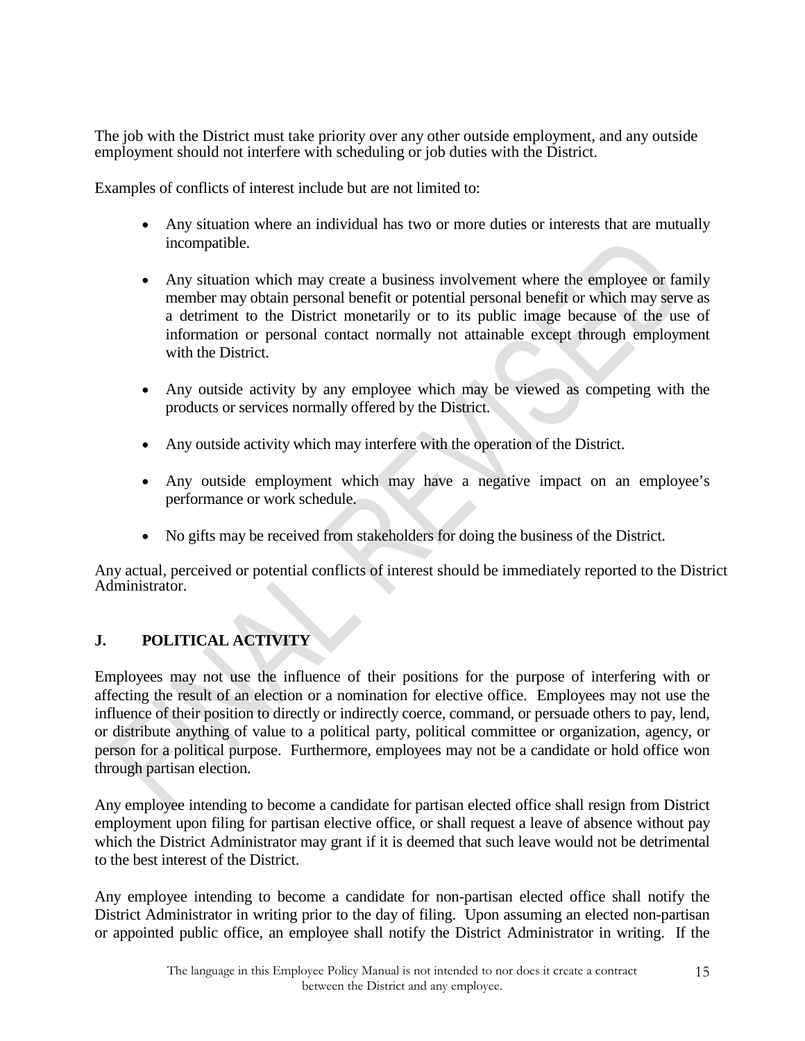The job with the District must take priority over any other outside employment, and any outside employment should not interfere with scheduling or job duties with the District.

Examples of conflicts of interest include but are not limited to:

- Any situation where an individual has two or more duties or interests that are mutually incompatible.
- Any situation which may create a business involvement where the employee or family member may obtain personal benefit or potential personal benefit or which may serve as a detriment to the District monetarily or to its public image because of the use of information or personal contact normally not attainable except through employment with the District.
- Any outside activity by any employee which may be viewed as competing with the products or services normally offered by the District.
- Any outside activity which may interfere with the operation of the District.
- Any outside employment which may have a negative impact on an employee's performance or work schedule.
- No gifts may be received from stakeholders for doing the business of the District.

Any actual, perceived or potential conflicts of interest should be immediately reported to the District Administrator.

## J. POLITICAL ACTIVITY

Employees may not use the influence of their positions for the purpose of interfering with or affecting the result of an election or a nomination for elective office. Employees may not use the influence of their position to directly or indirectly coerce, command, or persuade others to pay, lend, or distribute anything of value to a political party, political committee or organization, agency, or person for a political purpose. Furthermore, employees may not be a candidate or hold office won through partisan election.

Any employee intending to become a candidate for partisan elected office shall resign from District employment upon filing for partisan elective office, or shall request a leave of absence without pay which the District Administrator may grant if it is deemed that such leave would not be detrimental to the best interest of the District.

Any employee intending to become a candidate for non-partisan elected office shall notify the District Administrator in writing prior to the day of filing. Upon assuming an elected non-partisan or appointed public office, an employee shall notify the District Administrator in writing. If the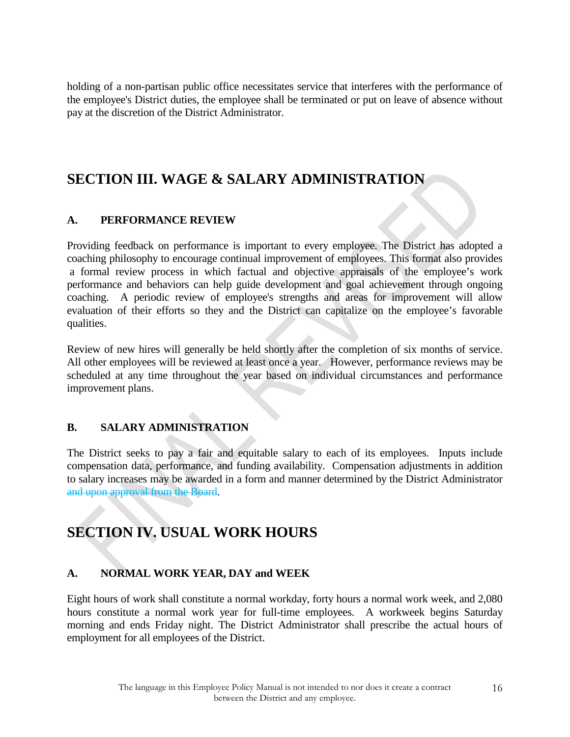holding of a non-partisan public office necessitates service that interferes with the performance of the employee's District duties, the employee shall be terminated or put on leave of absence without pay at the discretion of the District Administrator.

# SECTION III. WAGE & SALARY ADMINISTRATION

## A. PERFORMANCE REVIEW

Providing feedback on performance is important to every employee. The District has adopted a coaching philosophy to encourage continual improvement of employees. This format also provides a formal review process in which factual and objective appraisals of the employee's work performance and behaviors can help guide development and goal achievement through ongoing coaching. A periodic review of employee's strengths and areas for improvement will allow evaluation of their efforts so they and the District can capitalize on the employee's favorable qualities.

Review of new hires will generally be held shortly after the completion of six months of service. All other employees will be reviewed at least once a year. However, performance reviews may be scheduled at any time throughout the year based on individual circumstances and performance improvement plans.

## B. SALARY ADMINISTRATION

The District seeks to pay a fair and equitable salary to each of its employees. Inputs include compensation data, performance, and funding availability. Compensation adjustments in addition to salary increases may be awarded in a form and manner determined by the District Administrator ~~and upon approval from the Board~~.

# SECTION IV. USUAL WORK HOURS

## A. NORMAL WORK YEAR, DAY and WEEK

Eight hours of work shall constitute a normal workday, forty hours a normal work week, and 2,080 hours constitute a normal work year for full-time employees. A workweek begins Saturday morning and ends Friday night. The District Administrator shall prescribe the actual hours of employment for all employees of the District.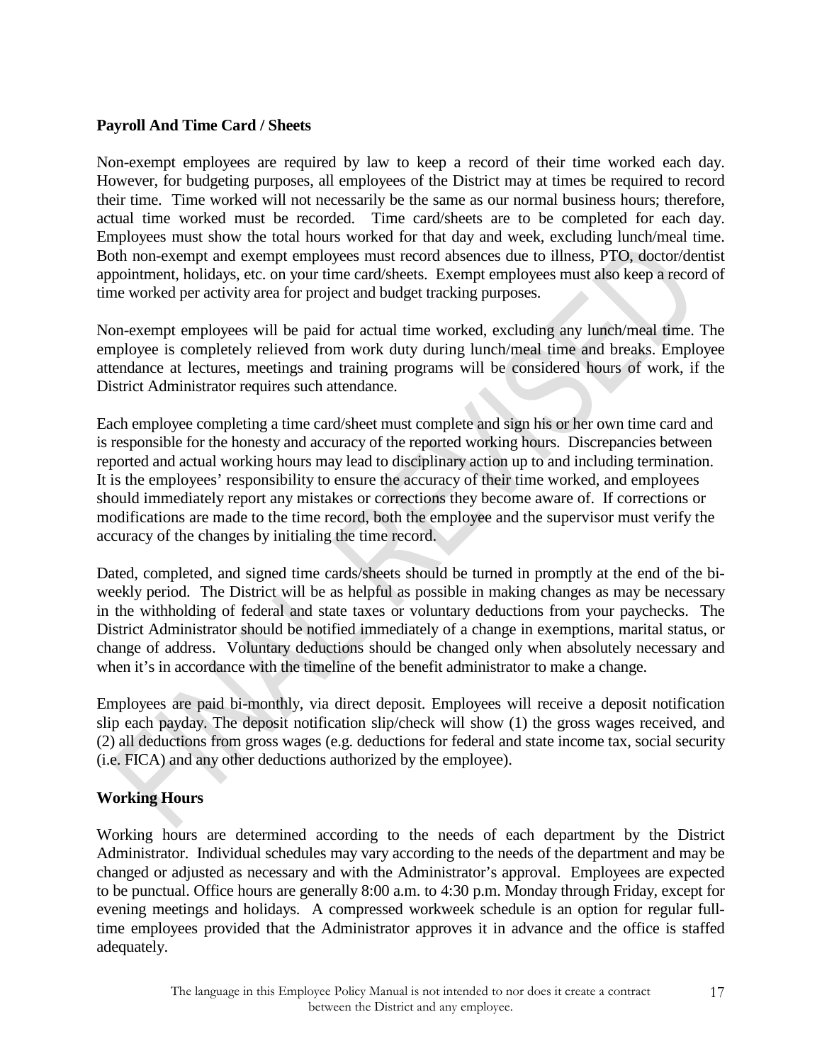**Payroll And Time Card / Sheets**

Non-exempt employees are required by law to keep a record of their time worked each day. However, for budgeting purposes, all employees of the District may at times be required to record their time. Time worked will not necessarily be the same as our normal business hours; therefore, actual time worked must be recorded. Time card/sheets are to be completed for each day. Employees must show the total hours worked for that day and week, excluding lunch/meal time. Both non-exempt and exempt employees must record absences due to illness, PTO, doctor/dentist appointment, holidays, etc. on your time card/sheets. Exempt employees must also keep a record of time worked per activity area for project and budget tracking purposes.

Non-exempt employees will be paid for actual time worked, excluding any lunch/meal time. The employee is completely relieved from work duty during lunch/meal time and breaks. Employee attendance at lectures, meetings and training programs will be considered hours of work, if the District Administrator requires such attendance.

Each employee completing a time card/sheet must complete and sign his or her own time card and is responsible for the honesty and accuracy of the reported working hours. Discrepancies between reported and actual working hours may lead to disciplinary action up to and including termination. It is the employees' responsibility to ensure the accuracy of their time worked, and employees should immediately report any mistakes or corrections they become aware of. If corrections or modifications are made to the time record, both the employee and the supervisor must verify the accuracy of the changes by initialing the time record.

Dated, completed, and signed time cards/sheets should be turned in promptly at the end of the bi-weekly period. The District will be as helpful as possible in making changes as may be necessary in the withholding of federal and state taxes or voluntary deductions from your paychecks. The District Administrator should be notified immediately of a change in exemptions, marital status, or change of address. Voluntary deductions should be changed only when absolutely necessary and when it's in accordance with the timeline of the benefit administrator to make a change.

Employees are paid bi-monthly, via direct deposit. Employees will receive a deposit notification slip each payday. The deposit notification slip/check will show (1) the gross wages received, and (2) all deductions from gross wages (e.g. deductions for federal and state income tax, social security (i.e. FICA) and any other deductions authorized by the employee).

**Working Hours**

Working hours are determined according to the needs of each department by the District Administrator. Individual schedules may vary according to the needs of the department and may be changed or adjusted as necessary and with the Administrator's approval. Employees are expected to be punctual. Office hours are generally 8:00 a.m. to 4:30 p.m. Monday through Friday, except for evening meetings and holidays. A compressed workweek schedule is an option for regular full-time employees provided that the Administrator approves it in advance and the office is staffed adequately.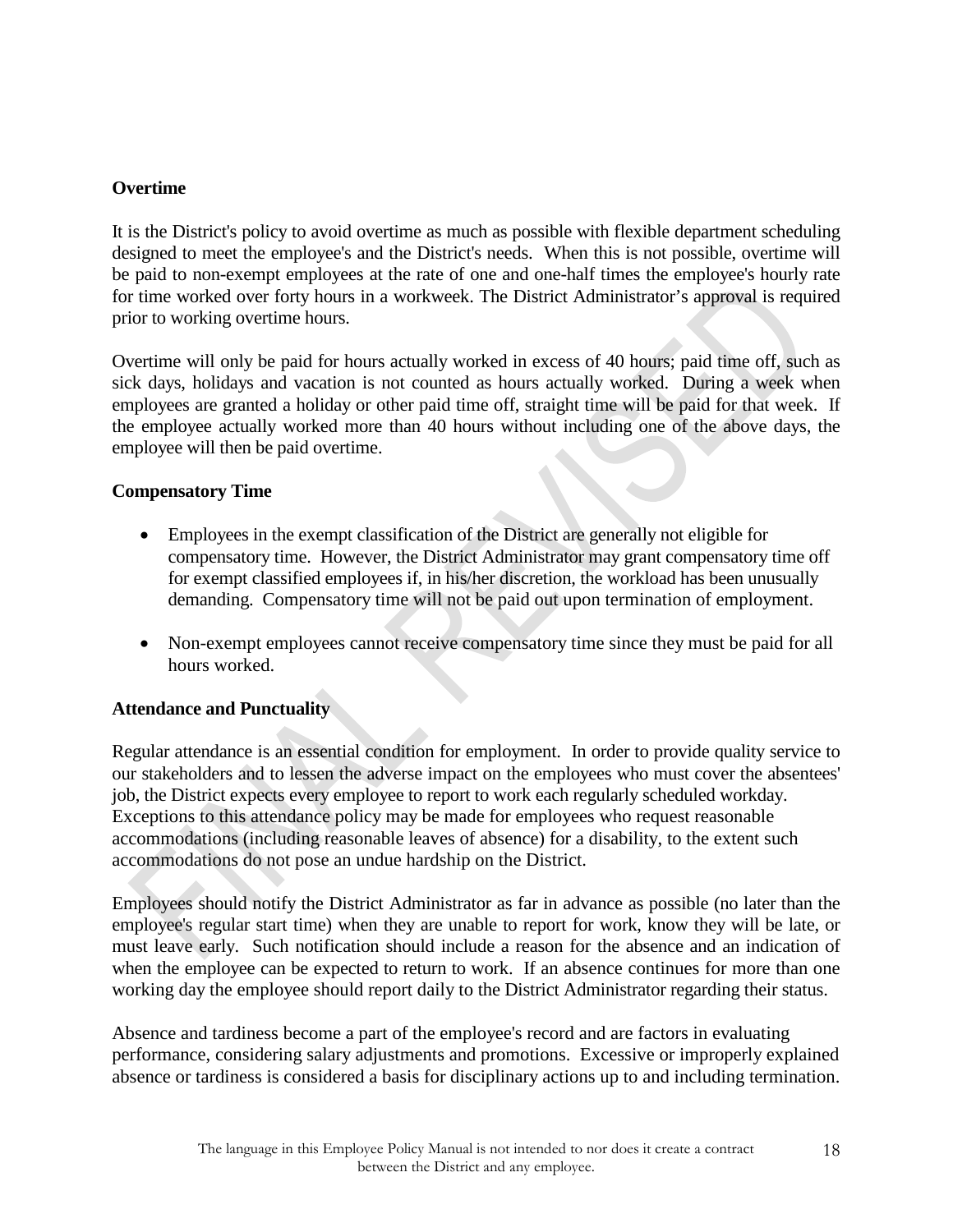**Overtime**

It is the District's policy to avoid overtime as much as possible with flexible department scheduling designed to meet the employee's and the District's needs. When this is not possible, overtime will be paid to non-exempt employees at the rate of one and one-half times the employee's hourly rate for time worked over forty hours in a workweek. The District Administrator’s approval is required prior to working overtime hours.

Overtime will only be paid for hours actually worked in excess of 40 hours; paid time off, such as sick days, holidays and vacation is not counted as hours actually worked. During a week when employees are granted a holiday or other paid time off, straight time will be paid for that week. If the employee actually worked more than 40 hours without including one of the above days, the employee will then be paid overtime.

**Compensatory Time**

- Employees in the exempt classification of the District are generally not eligible for compensatory time. However, the District Administrator may grant compensatory time off for exempt classified employees if, in his/her discretion, the workload has been unusually demanding. Compensatory time will not be paid out upon termination of employment.

- Non-exempt employees cannot receive compensatory time since they must be paid for all hours worked.

**Attendance and Punctuality**

Regular attendance is an essential condition for employment. In order to provide quality service to our stakeholders and to lessen the adverse impact on the employees who must cover the absentees' job, the District expects every employee to report to work each regularly scheduled workday. Exceptions to this attendance policy may be made for employees who request reasonable accommodations (including reasonable leaves of absence) for a disability, to the extent such accommodations do not pose an undue hardship on the District.

Employees should notify the District Administrator as far in advance as possible (no later than the employee's regular start time) when they are unable to report for work, know they will be late, or must leave early. Such notification should include a reason for the absence and an indication of when the employee can be expected to return to work. If an absence continues for more than one working day the employee should report daily to the District Administrator regarding their status.

Absence and tardiness become a part of the employee's record and are factors in evaluating performance, considering salary adjustments and promotions. Excessive or improperly explained absence or tardiness is considered a basis for disciplinary actions up to and including termination.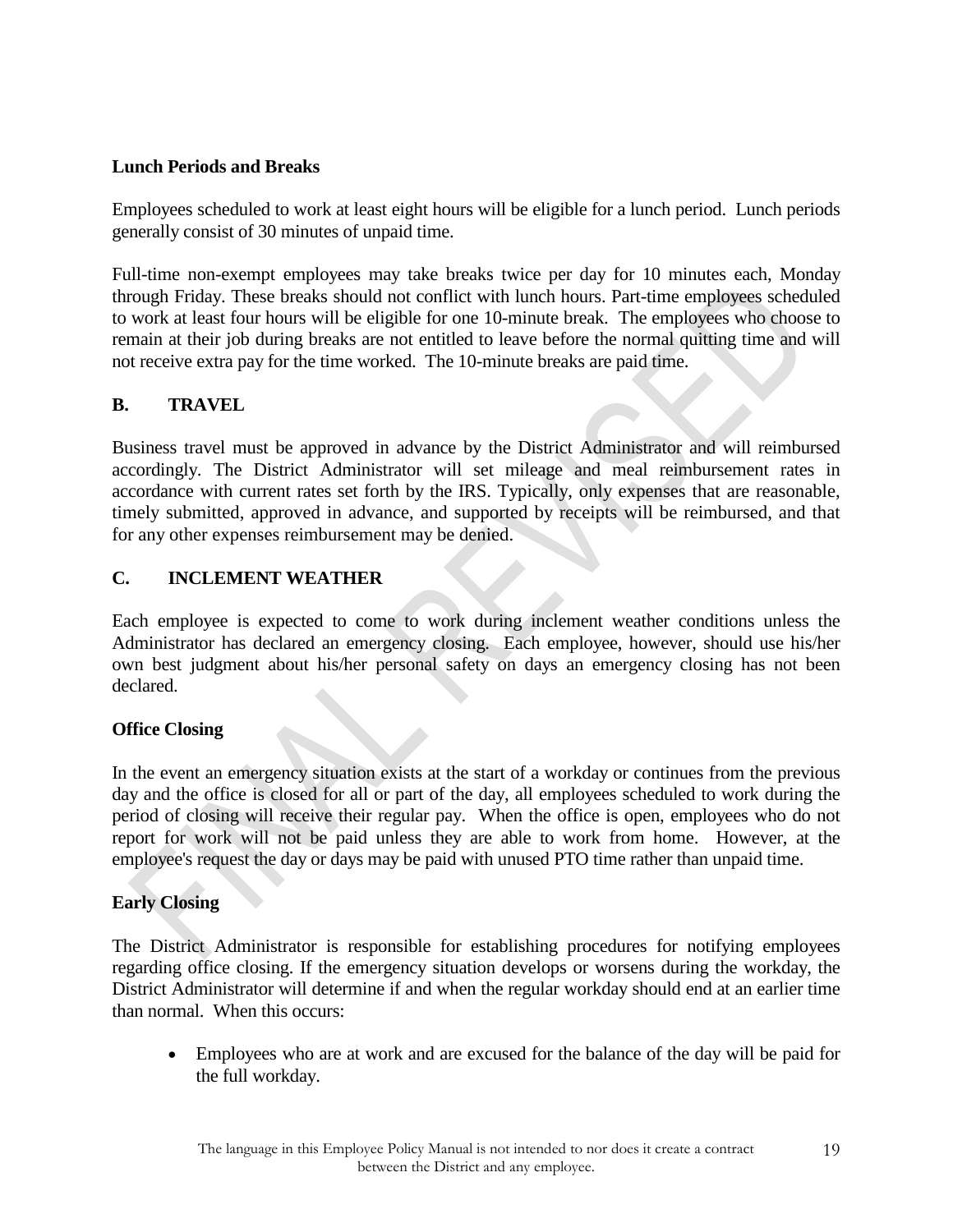**Lunch Periods and Breaks**

Employees scheduled to work at least eight hours will be eligible for a lunch period. Lunch periods generally consist of 30 minutes of unpaid time.

Full-time non-exempt employees may take breaks twice per day for 10 minutes each, Monday through Friday. These breaks should not conflict with lunch hours. Part-time employees scheduled to work at least four hours will be eligible for one 10-minute break. The employees who choose to remain at their job during breaks are not entitled to leave before the normal quitting time and will not receive extra pay for the time worked. The 10-minute breaks are paid time.

## B. TRAVEL

Business travel must be approved in advance by the District Administrator and will reimbursed accordingly. The District Administrator will set mileage and meal reimbursement rates in accordance with current rates set forth by the IRS. Typically, only expenses that are reasonable, timely submitted, approved in advance, and supported by receipts will be reimbursed, and that for any other expenses reimbursement may be denied.

## C. INCLEMENT WEATHER

Each employee is expected to come to work during inclement weather conditions unless the Administrator has declared an emergency closing. Each employee, however, should use his/her own best judgment about his/her personal safety on days an emergency closing has not been declared.

**Office Closing**

In the event an emergency situation exists at the start of a workday or continues from the previous day and the office is closed for all or part of the day, all employees scheduled to work during the period of closing will receive their regular pay. When the office is open, employees who do not report for work will not be paid unless they are able to work from home. However, at the employee's request the day or days may be paid with unused PTO time rather than unpaid time.

**Early Closing**

The District Administrator is responsible for establishing procedures for notifying employees regarding office closing. If the emergency situation develops or worsens during the workday, the District Administrator will determine if and when the regular workday should end at an earlier time than normal. When this occurs:

- Employees who are at work and are excused for the balance of the day will be paid for the full workday.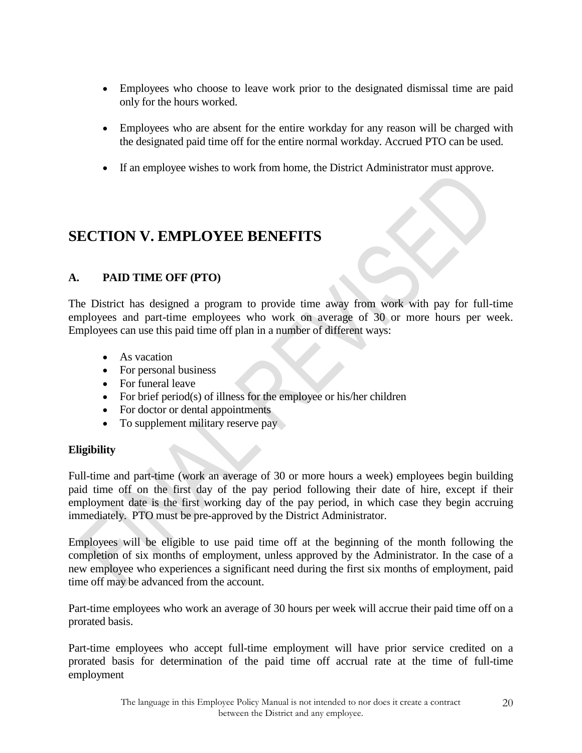- Employees who choose to leave work prior to the designated dismissal time are paid only for the hours worked.

- Employees who are absent for the entire workday for any reason will be charged with the designated paid time off for the entire normal workday. Accrued PTO can be used.

- If an employee wishes to work from home, the District Administrator must approve.

# SECTION V. EMPLOYEE BENEFITS

## A. PAID TIME OFF (PTO)

The District has designed a program to provide time away from work with pay for full-time employees and part-time employees who work on average of 30 or more hours per week. Employees can use this paid time off plan in a number of different ways:

- As vacation
- For personal business
- For funeral leave
- For brief period(s) of illness for the employee or his/her children
- For doctor or dental appointments
- To supplement military reserve pay

**Eligibility**

Full-time and part-time (work an average of 30 or more hours a week) employees begin building paid time off on the first day of the pay period following their date of hire, except if their employment date is the first working day of the pay period, in which case they begin accruing immediately. PTO must be pre-approved by the District Administrator.

Employees will be eligible to use paid time off at the beginning of the month following the completion of six months of employment, unless approved by the Administrator. In the case of a new employee who experiences a significant need during the first six months of employment, paid time off may be advanced from the account.

Part-time employees who work an average of 30 hours per week will accrue their paid time off on a prorated basis.

Part-time employees who accept full-time employment will have prior service credited on a prorated basis for determination of the paid time off accrual rate at the time of full-time employment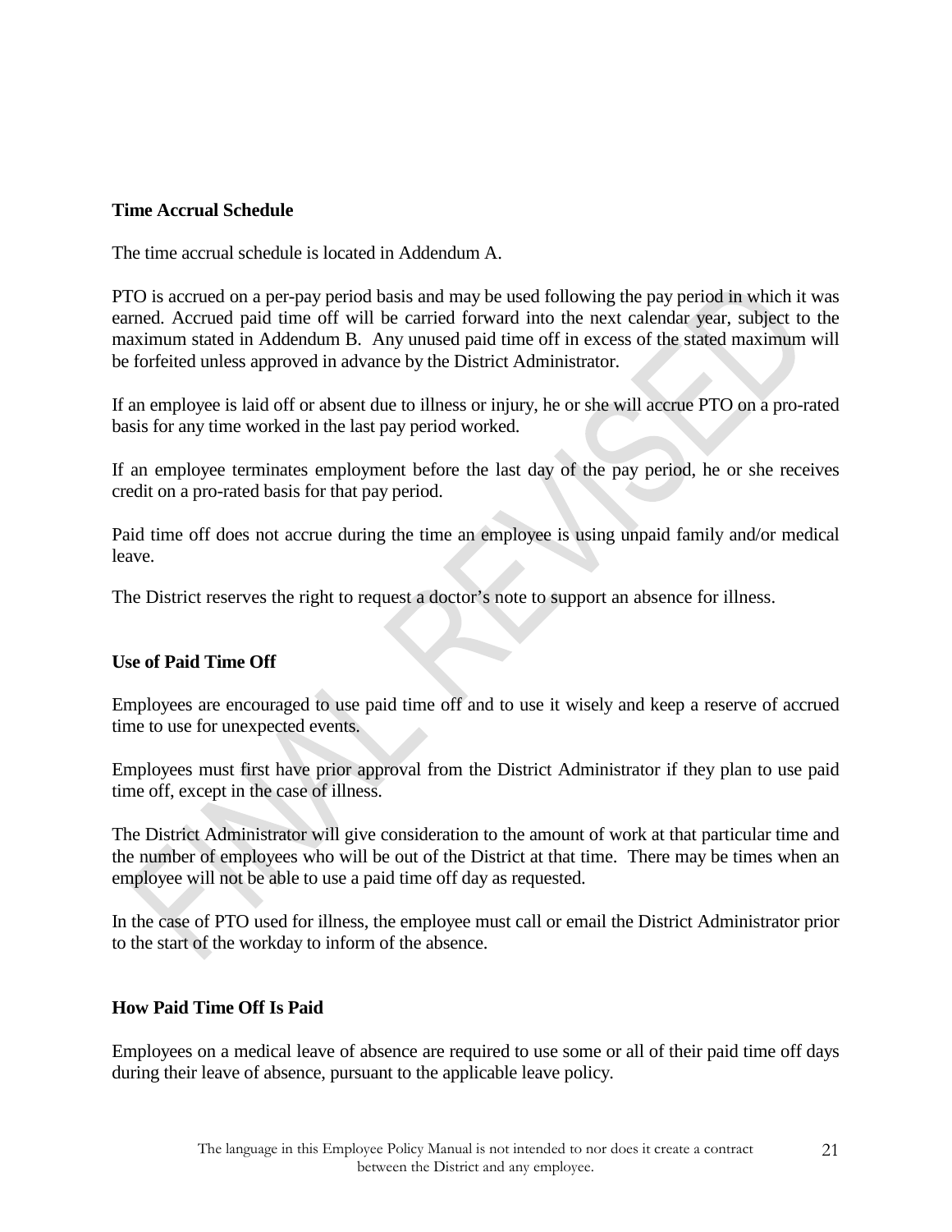**Time Accrual Schedule**

The time accrual schedule is located in Addendum A.

PTO is accrued on a per-pay period basis and may be used following the pay period in which it was earned. Accrued paid time off will be carried forward into the next calendar year, subject to the maximum stated in Addendum B. Any unused paid time off in excess of the stated maximum will be forfeited unless approved in advance by the District Administrator.

If an employee is laid off or absent due to illness or injury, he or she will accrue PTO on a pro-rated basis for any time worked in the last pay period worked.

If an employee terminates employment before the last day of the pay period, he or she receives credit on a pro-rated basis for that pay period.

Paid time off does not accrue during the time an employee is using unpaid family and/or medical leave.

The District reserves the right to request a doctor's note to support an absence for illness.

**Use of Paid Time Off**

Employees are encouraged to use paid time off and to use it wisely and keep a reserve of accrued time to use for unexpected events.

Employees must first have prior approval from the District Administrator if they plan to use paid time off, except in the case of illness.

The District Administrator will give consideration to the amount of work at that particular time and the number of employees who will be out of the District at that time. There may be times when an employee will not be able to use a paid time off day as requested.

In the case of PTO used for illness, the employee must call or email the District Administrator prior to the start of the workday to inform of the absence.

**How Paid Time Off Is Paid**

Employees on a medical leave of absence are required to use some or all of their paid time off days during their leave of absence, pursuant to the applicable leave policy.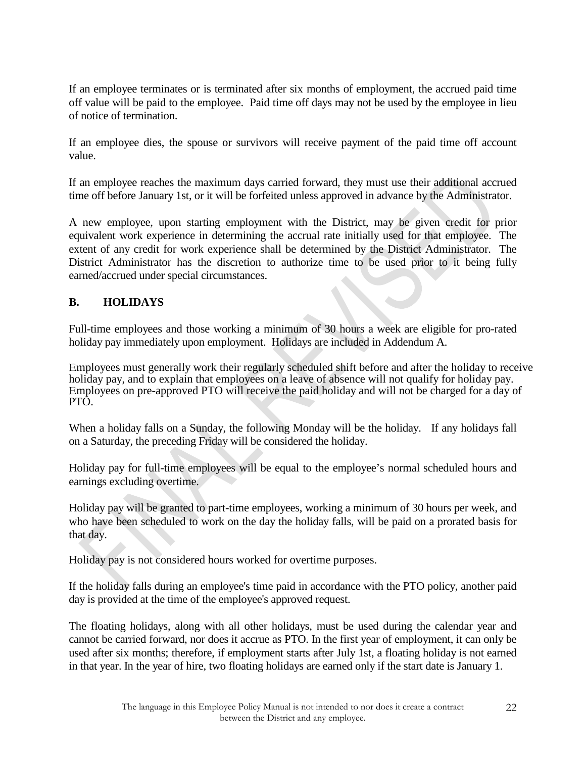If an employee terminates or is terminated after six months of employment, the accrued paid time off value will be paid to the employee. Paid time off days may not be used by the employee in lieu of notice of termination.

If an employee dies, the spouse or survivors will receive payment of the paid time off account value.

If an employee reaches the maximum days carried forward, they must use their additional accrued time off before January 1st, or it will be forfeited unless approved in advance by the Administrator.

A new employee, upon starting employment with the District, may be given credit for prior equivalent work experience in determining the accrual rate initially used for that employee. The extent of any credit for work experience shall be determined by the District Administrator. The District Administrator has the discretion to authorize time to be used prior to it being fully earned/accrued under special circumstances.

## B. HOLIDAYS

Full-time employees and those working a minimum of 30 hours a week are eligible for pro-rated holiday pay immediately upon employment. Holidays are included in Addendum A.

Employees must generally work their regularly scheduled shift before and after the holiday to receive holiday pay, and to explain that employees on a leave of absence will not qualify for holiday pay. Employees on pre-approved PTO will receive the paid holiday and will not be charged for a day of PTO.

When a holiday falls on a Sunday, the following Monday will be the holiday. If any holidays fall on a Saturday, the preceding Friday will be considered the holiday.

Holiday pay for full-time employees will be equal to the employee's normal scheduled hours and earnings excluding overtime.

Holiday pay will be granted to part-time employees, working a minimum of 30 hours per week, and who have been scheduled to work on the day the holiday falls, will be paid on a prorated basis for that day.

Holiday pay is not considered hours worked for overtime purposes.

If the holiday falls during an employee's time paid in accordance with the PTO policy, another paid day is provided at the time of the employee's approved request.

The floating holidays, along with all other holidays, must be used during the calendar year and cannot be carried forward, nor does it accrue as PTO. In the first year of employment, it can only be used after six months; therefore, if employment starts after July 1st, a floating holiday is not earned in that year. In the year of hire, two floating holidays are earned only if the start date is January 1.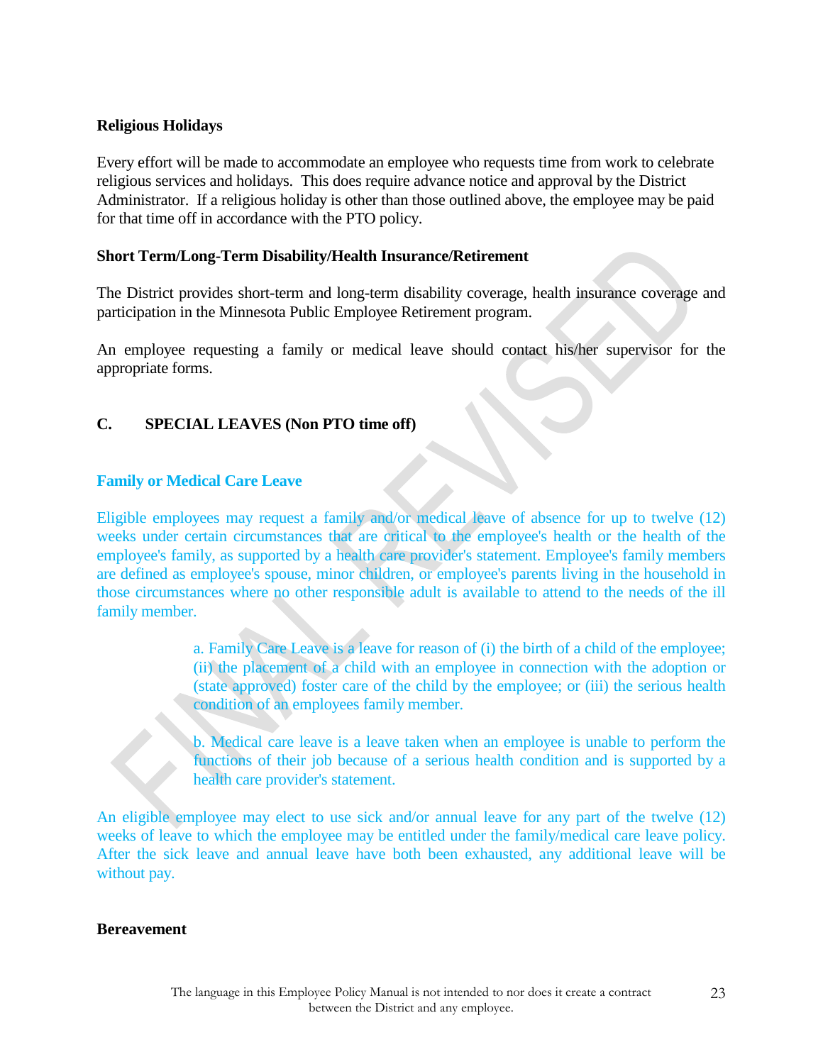**Religious Holidays**

Every effort will be made to accommodate an employee who requests time from work to celebrate religious services and holidays. This does require advance notice and approval by the District Administrator. If a religious holiday is other than those outlined above, the employee may be paid for that time off in accordance with the PTO policy.

**Short Term/Long-Term Disability/Health Insurance/Retirement**

The District provides short-term and long-term disability coverage, health insurance coverage and participation in the Minnesota Public Employee Retirement program.

An employee requesting a family or medical leave should contact his/her supervisor for the appropriate forms.

## C. SPECIAL LEAVES (Non PTO time off)

**Family or Medical Care Leave**

Eligible employees may request a family and/or medical leave of absence for up to twelve (12) weeks under certain circumstances that are critical to the employee's health or the health of the employee's family, as supported by a health care provider's statement. Employee's family members are defined as employee's spouse, minor children, or employee's parents living in the household in those circumstances where no other responsible adult is available to attend to the needs of the ill family member.

> a. Family Care Leave is a leave for reason of (i) the birth of a child of the employee; (ii) the placement of a child with an employee in connection with the adoption or (state approved) foster care of the child by the employee; or (iii) the serious health condition of an employees family member.
>
> b. Medical care leave is a leave taken when an employee is unable to perform the functions of their job because of a serious health condition and is supported by a health care provider's statement.

An eligible employee may elect to use sick and/or annual leave for any part of the twelve (12) weeks of leave to which the employee may be entitled under the family/medical care leave policy. After the sick leave and annual leave have both been exhausted, any additional leave will be without pay.

**Bereavement**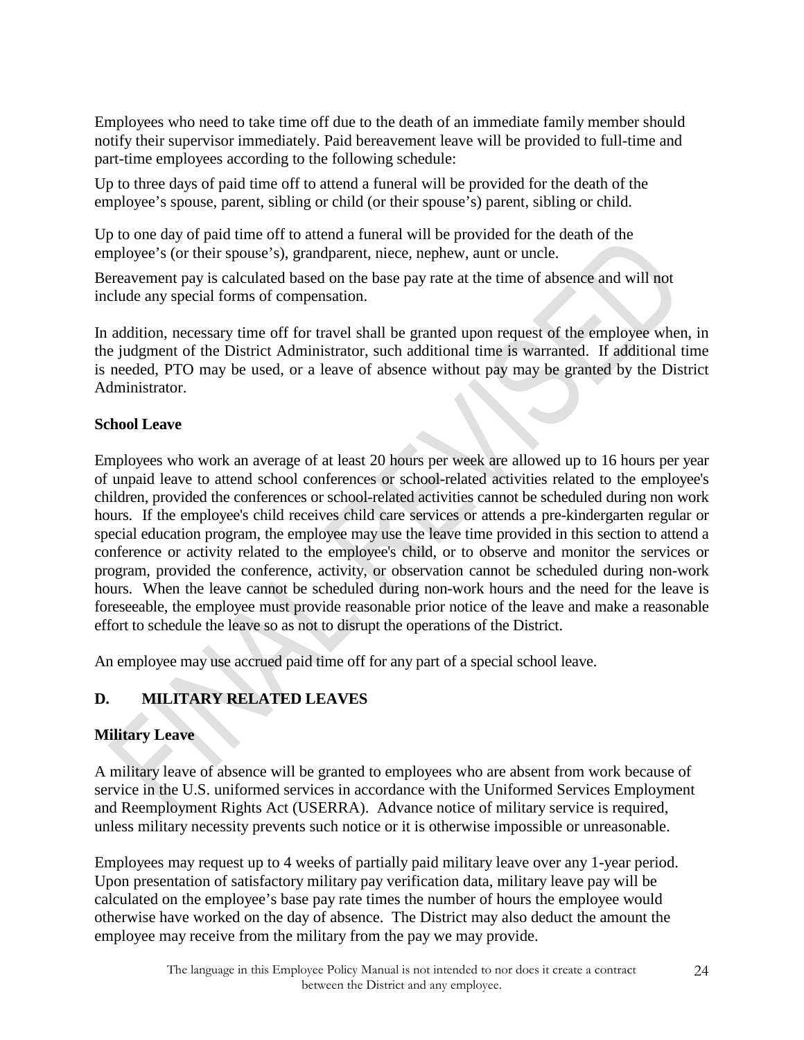Employees who need to take time off due to the death of an immediate family member should notify their supervisor immediately. Paid bereavement leave will be provided to full-time and part-time employees according to the following schedule:

Up to three days of paid time off to attend a funeral will be provided for the death of the employee's spouse, parent, sibling or child (or their spouse's) parent, sibling or child.

Up to one day of paid time off to attend a funeral will be provided for the death of the employee's (or their spouse's), grandparent, niece, nephew, aunt or uncle.

Bereavement pay is calculated based on the base pay rate at the time of absence and will not include any special forms of compensation.

In addition, necessary time off for travel shall be granted upon request of the employee when, in the judgment of the District Administrator, such additional time is warranted. If additional time is needed, PTO may be used, or a leave of absence without pay may be granted by the District Administrator.

**School Leave**

Employees who work an average of at least 20 hours per week are allowed up to 16 hours per year of unpaid leave to attend school conferences or school-related activities related to the employee's children, provided the conferences or school-related activities cannot be scheduled during non work hours. If the employee's child receives child care services or attends a pre-kindergarten regular or special education program, the employee may use the leave time provided in this section to attend a conference or activity related to the employee's child, or to observe and monitor the services or program, provided the conference, activity, or observation cannot be scheduled during non-work hours. When the leave cannot be scheduled during non-work hours and the need for the leave is foreseeable, the employee must provide reasonable prior notice of the leave and make a reasonable effort to schedule the leave so as not to disrupt the operations of the District.

An employee may use accrued paid time off for any part of a special school leave.

## D. MILITARY RELATED LEAVES

**Military Leave**

A military leave of absence will be granted to employees who are absent from work because of service in the U.S. uniformed services in accordance with the Uniformed Services Employment and Reemployment Rights Act (USERRA). Advance notice of military service is required, unless military necessity prevents such notice or it is otherwise impossible or unreasonable.

Employees may request up to 4 weeks of partially paid military leave over any 1-year period. Upon presentation of satisfactory military pay verification data, military leave pay will be calculated on the employee's base pay rate times the number of hours the employee would otherwise have worked on the day of absence. The District may also deduct the amount the employee may receive from the military from the pay we may provide.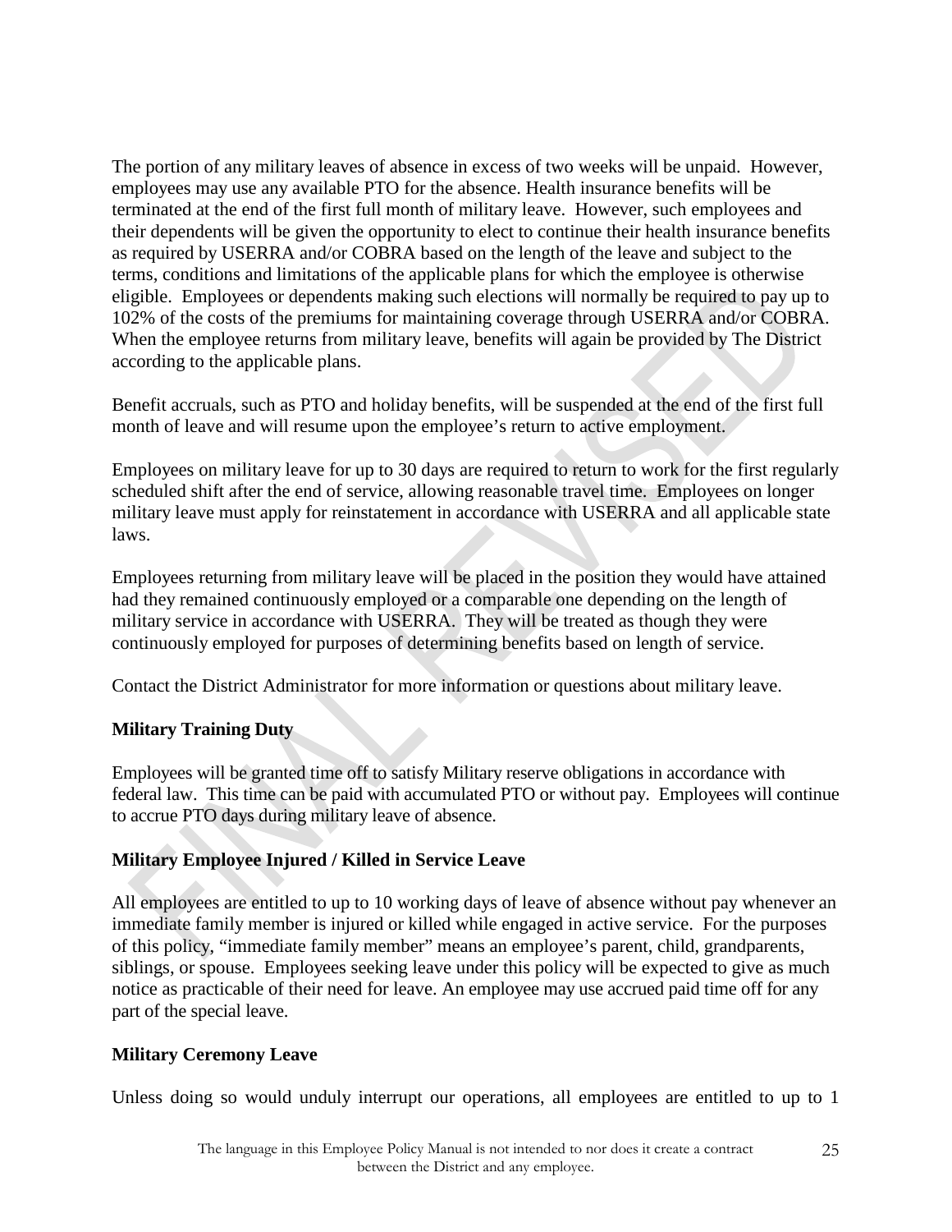The portion of any military leaves of absence in excess of two weeks will be unpaid. However, employees may use any available PTO for the absence. Health insurance benefits will be terminated at the end of the first full month of military leave. However, such employees and their dependents will be given the opportunity to elect to continue their health insurance benefits as required by USERRA and/or COBRA based on the length of the leave and subject to the terms, conditions and limitations of the applicable plans for which the employee is otherwise eligible. Employees or dependents making such elections will normally be required to pay up to 102% of the costs of the premiums for maintaining coverage through USERRA and/or COBRA. When the employee returns from military leave, benefits will again be provided by The District according to the applicable plans.

Benefit accruals, such as PTO and holiday benefits, will be suspended at the end of the first full month of leave and will resume upon the employee's return to active employment.

Employees on military leave for up to 30 days are required to return to work for the first regularly scheduled shift after the end of service, allowing reasonable travel time. Employees on longer military leave must apply for reinstatement in accordance with USERRA and all applicable state laws.

Employees returning from military leave will be placed in the position they would have attained had they remained continuously employed or a comparable one depending on the length of military service in accordance with USERRA. They will be treated as though they were continuously employed for purposes of determining benefits based on length of service.

Contact the District Administrator for more information or questions about military leave.

**Military Training Duty**

Employees will be granted time off to satisfy Military reserve obligations in accordance with federal law. This time can be paid with accumulated PTO or without pay. Employees will continue to accrue PTO days during military leave of absence.

**Military Employee Injured / Killed in Service Leave**

All employees are entitled to up to 10 working days of leave of absence without pay whenever an immediate family member is injured or killed while engaged in active service. For the purposes of this policy, "immediate family member" means an employee's parent, child, grandparents, siblings, or spouse. Employees seeking leave under this policy will be expected to give as much notice as practicable of their need for leave. An employee may use accrued paid time off for any part of the special leave.

**Military Ceremony Leave**

Unless doing so would unduly interrupt our operations, all employees are entitled to up to 1

The language in this Employee Policy Manual is not intended to nor does it create a contract between the District and any employee.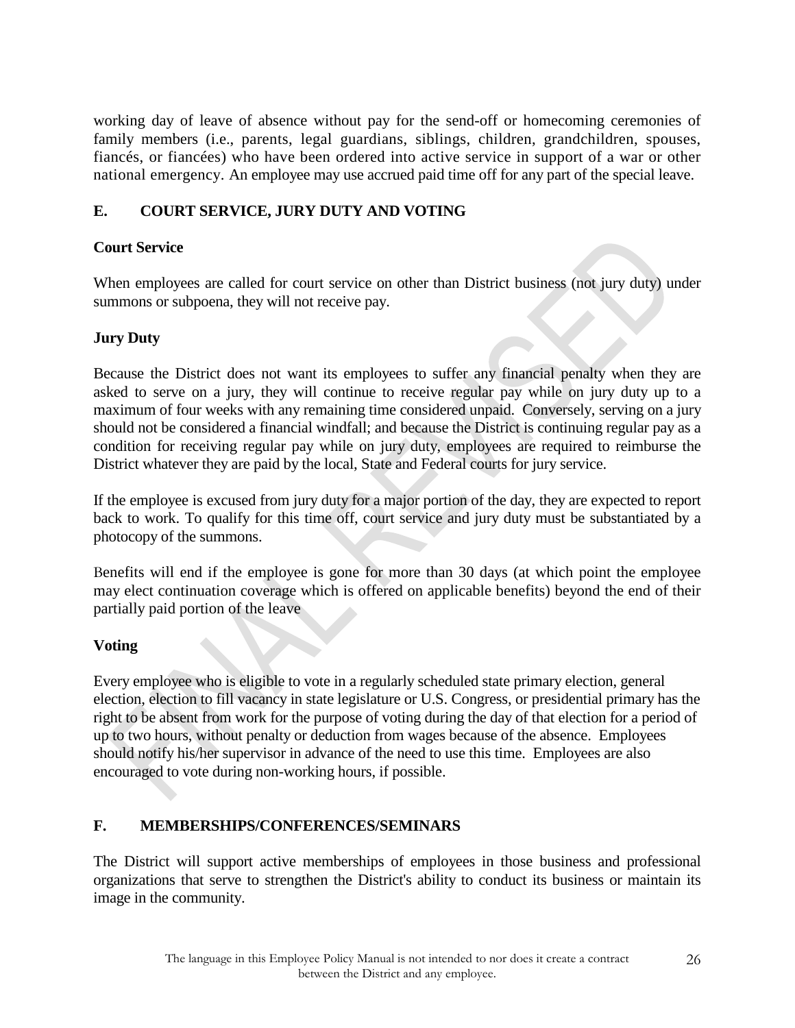working day of leave of absence without pay for the send-off or homecoming ceremonies of family members (i.e., parents, legal guardians, siblings, children, grandchildren, spouses, fiancés, or fiancées) who have been ordered into active service in support of a war or other national emergency. An employee may use accrued paid time off for any part of the special leave.

## E. COURT SERVICE, JURY DUTY AND VOTING

### Court Service

When employees are called for court service on other than District business (not jury duty) under summons or subpoena, they will not receive pay.

### Jury Duty

Because the District does not want its employees to suffer any financial penalty when they are asked to serve on a jury, they will continue to receive regular pay while on jury duty up to a maximum of four weeks with any remaining time considered unpaid. Conversely, serving on a jury should not be considered a financial windfall; and because the District is continuing regular pay as a condition for receiving regular pay while on jury duty, employees are required to reimburse the District whatever they are paid by the local, State and Federal courts for jury service.

If the employee is excused from jury duty for a major portion of the day, they are expected to report back to work. To qualify for this time off, court service and jury duty must be substantiated by a photocopy of the summons.

Benefits will end if the employee is gone for more than 30 days (at which point the employee may elect continuation coverage which is offered on applicable benefits) beyond the end of their partially paid portion of the leave

### Voting

Every employee who is eligible to vote in a regularly scheduled state primary election, general election, election to fill vacancy in state legislature or U.S. Congress, or presidential primary has the right to be absent from work for the purpose of voting during the day of that election for a period of up to two hours, without penalty or deduction from wages because of the absence. Employees should notify his/her supervisor in advance of the need to use this time. Employees are also encouraged to vote during non-working hours, if possible.

## F. MEMBERSHIPS/CONFERENCES/SEMINARS

The District will support active memberships of employees in those business and professional organizations that serve to strengthen the District's ability to conduct its business or maintain its image in the community.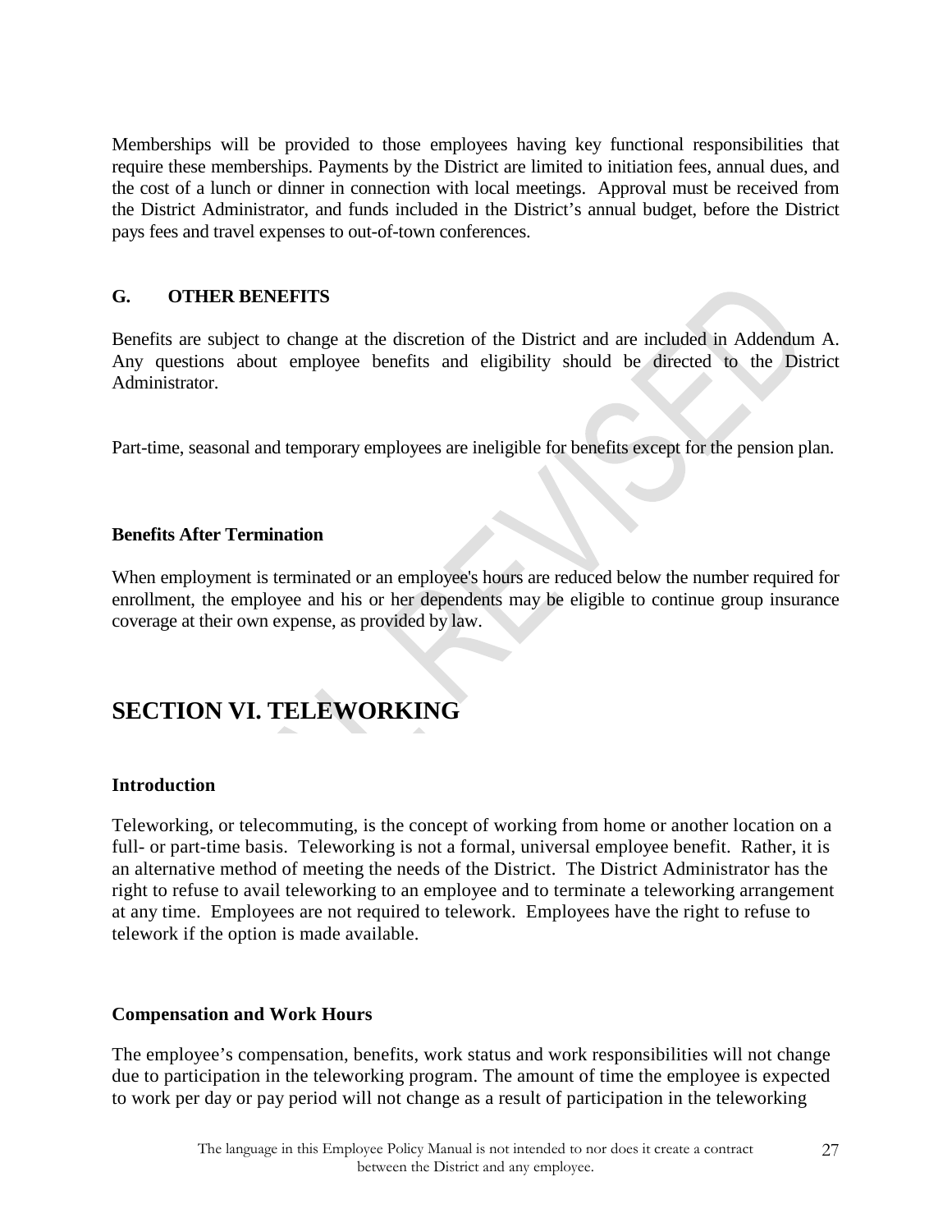Memberships will be provided to those employees having key functional responsibilities that require these memberships. Payments by the District are limited to initiation fees, annual dues, and the cost of a lunch or dinner in connection with local meetings. Approval must be received from the District Administrator, and funds included in the District's annual budget, before the District pays fees and travel expenses to out-of-town conferences.

### G. OTHER BENEFITS

Benefits are subject to change at the discretion of the District and are included in Addendum A. Any questions about employee benefits and eligibility should be directed to the District Administrator.

Part-time, seasonal and temporary employees are ineligible for benefits except for the pension plan.

### Benefits After Termination

When employment is terminated or an employee's hours are reduced below the number required for enrollment, the employee and his or her dependents may be eligible to continue group insurance coverage at their own expense, as provided by law.

## SECTION VI. TELEWORKING

### Introduction

Teleworking, or telecommuting, is the concept of working from home or another location on a full- or part-time basis. Teleworking is not a formal, universal employee benefit. Rather, it is an alternative method of meeting the needs of the District. The District Administrator has the right to refuse to avail teleworking to an employee and to terminate a teleworking arrangement at any time. Employees are not required to telework. Employees have the right to refuse to telework if the option is made available.

### Compensation and Work Hours

The employee's compensation, benefits, work status and work responsibilities will not change due to participation in the teleworking program. The amount of time the employee is expected to work per day or pay period will not change as a result of participation in the teleworking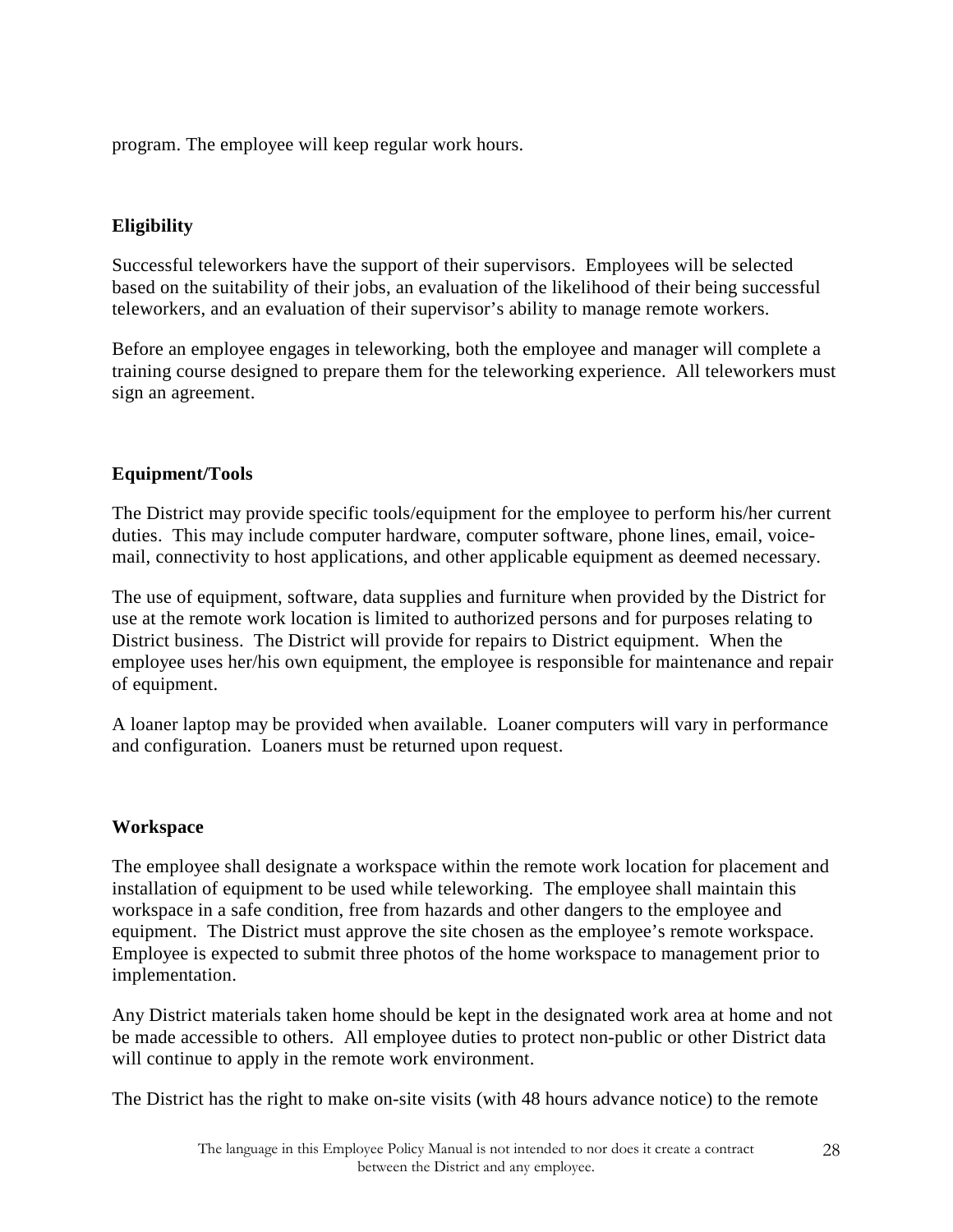program. The employee will keep regular work hours.

**Eligibility**

Successful teleworkers have the support of their supervisors. Employees will be selected based on the suitability of their jobs, an evaluation of the likelihood of their being successful teleworkers, and an evaluation of their supervisor's ability to manage remote workers.

Before an employee engages in teleworking, both the employee and manager will complete a training course designed to prepare them for the teleworking experience. All teleworkers must sign an agreement.

**Equipment/Tools**

The District may provide specific tools/equipment for the employee to perform his/her current duties. This may include computer hardware, computer software, phone lines, email, voice-mail, connectivity to host applications, and other applicable equipment as deemed necessary.

The use of equipment, software, data supplies and furniture when provided by the District for use at the remote work location is limited to authorized persons and for purposes relating to District business. The District will provide for repairs to District equipment. When the employee uses her/his own equipment, the employee is responsible for maintenance and repair of equipment.

A loaner laptop may be provided when available. Loaner computers will vary in performance and configuration. Loaners must be returned upon request.

**Workspace**

The employee shall designate a workspace within the remote work location for placement and installation of equipment to be used while teleworking. The employee shall maintain this workspace in a safe condition, free from hazards and other dangers to the employee and equipment. The District must approve the site chosen as the employee's remote workspace. Employee is expected to submit three photos of the home workspace to management prior to implementation.

Any District materials taken home should be kept in the designated work area at home and not be made accessible to others. All employee duties to protect non-public or other District data will continue to apply in the remote work environment.

The District has the right to make on-site visits (with 48 hours advance notice) to the remote

The language in this Employee Policy Manual is not intended to nor does it create a contract between the District and any employee.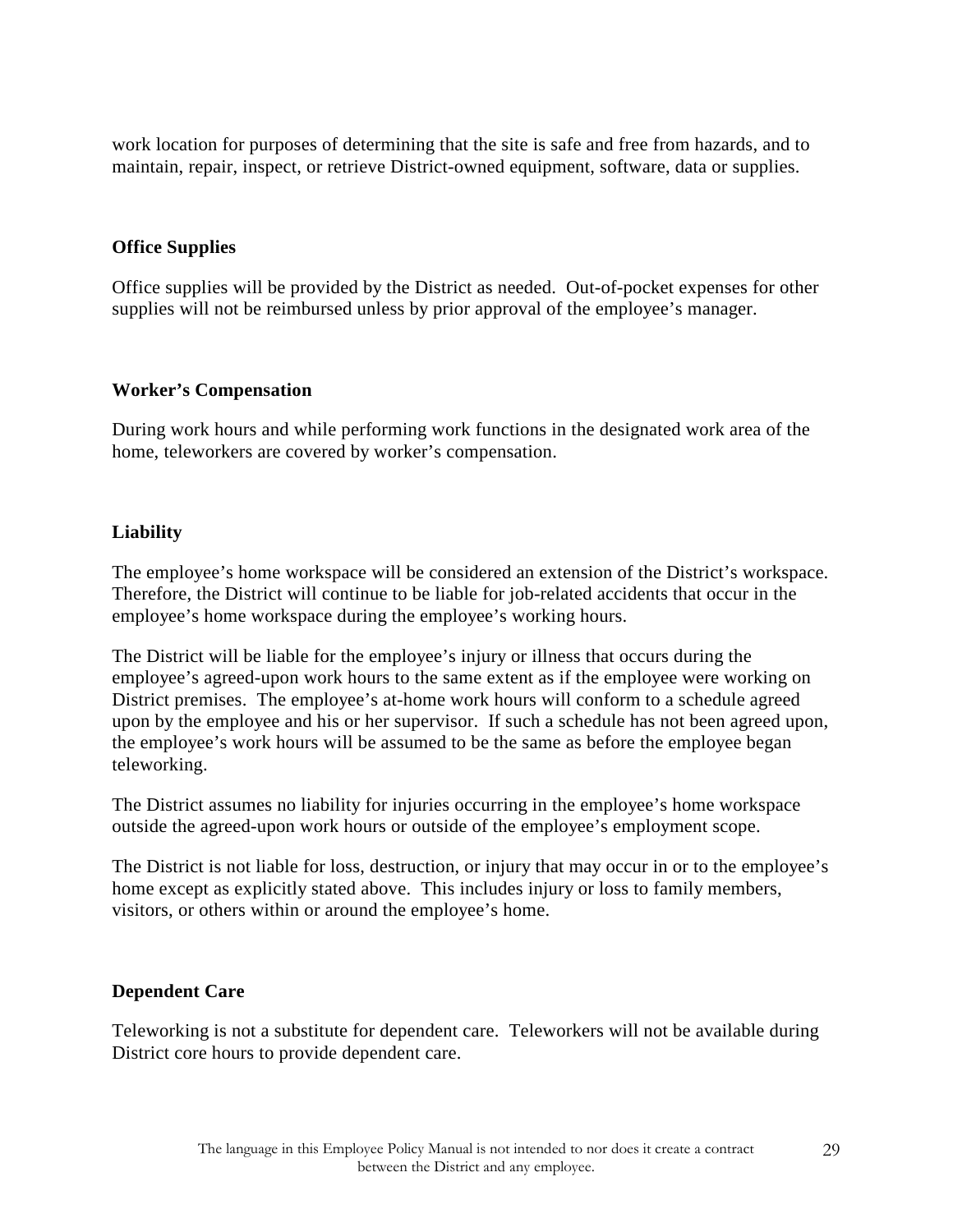work location for purposes of determining that the site is safe and free from hazards, and to maintain, repair, inspect, or retrieve District-owned equipment, software, data or supplies.

**Office Supplies**

Office supplies will be provided by the District as needed. Out-of-pocket expenses for other supplies will not be reimbursed unless by prior approval of the employee's manager.

**Worker's Compensation**

During work hours and while performing work functions in the designated work area of the home, teleworkers are covered by worker's compensation.

**Liability**

The employee's home workspace will be considered an extension of the District's workspace. Therefore, the District will continue to be liable for job-related accidents that occur in the employee's home workspace during the employee's working hours.

The District will be liable for the employee's injury or illness that occurs during the employee's agreed-upon work hours to the same extent as if the employee were working on District premises. The employee's at-home work hours will conform to a schedule agreed upon by the employee and his or her supervisor. If such a schedule has not been agreed upon, the employee's work hours will be assumed to be the same as before the employee began teleworking.

The District assumes no liability for injuries occurring in the employee's home workspace outside the agreed-upon work hours or outside of the employee's employment scope.

The District is not liable for loss, destruction, or injury that may occur in or to the employee's home except as explicitly stated above. This includes injury or loss to family members, visitors, or others within or around the employee's home.

**Dependent Care**

Teleworking is not a substitute for dependent care. Teleworkers will not be available during District core hours to provide dependent care.

The language in this Employee Policy Manual is not intended to nor does it create a contract between the District and any employee.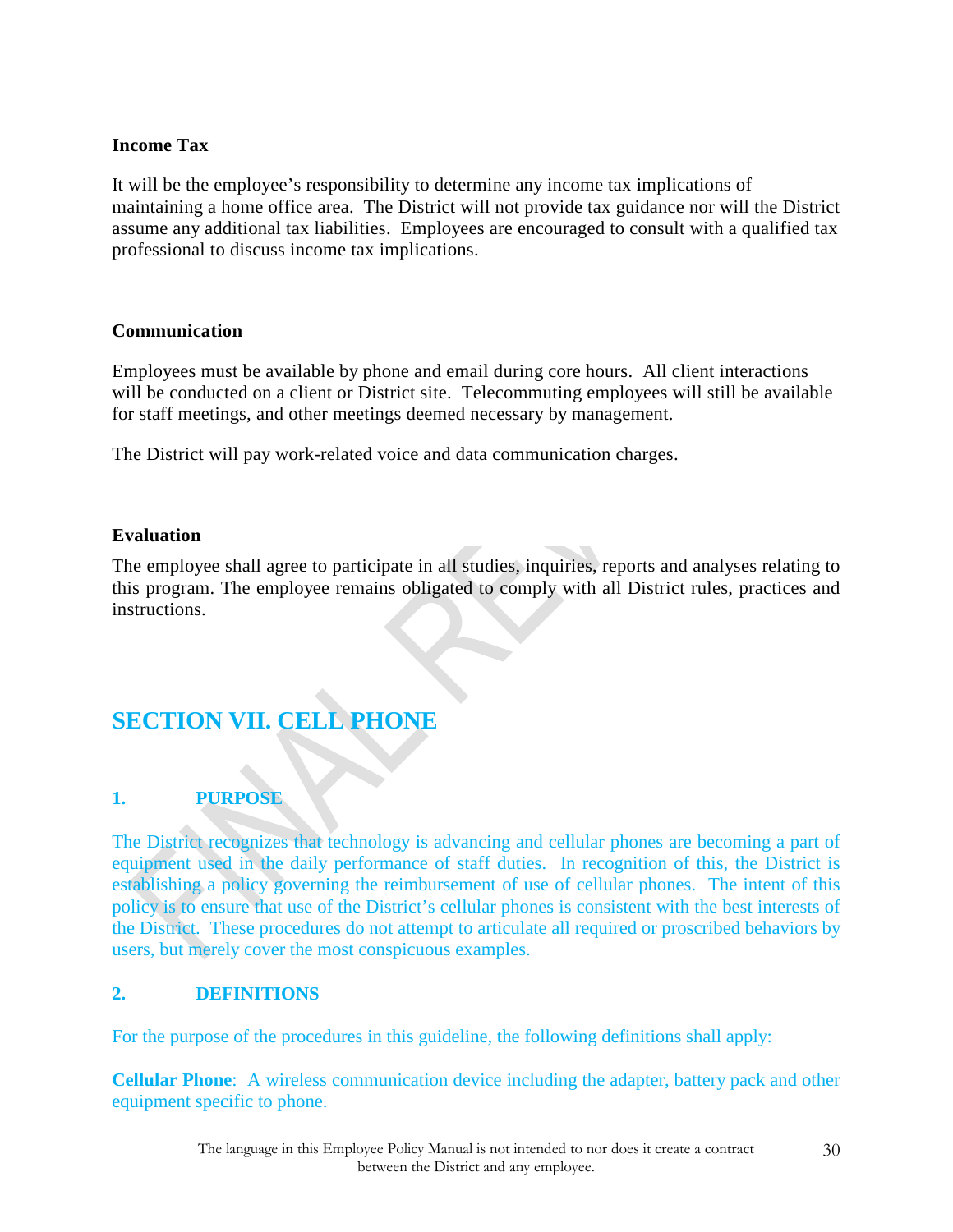**Income Tax**

It will be the employee's responsibility to determine any income tax implications of maintaining a home office area. The District will not provide tax guidance nor will the District assume any additional tax liabilities. Employees are encouraged to consult with a qualified tax professional to discuss income tax implications.

**Communication**

Employees must be available by phone and email during core hours. All client interactions will be conducted on a client or District site. Telecommuting employees will still be available for staff meetings, and other meetings deemed necessary by management.

The District will pay work-related voice and data communication charges.

**Evaluation**

The employee shall agree to participate in all studies, inquiries, reports and analyses relating to this program. The employee remains obligated to comply with all District rules, practices and instructions.

## SECTION VII. CELL PHONE

### 1. PURPOSE

The District recognizes that technology is advancing and cellular phones are becoming a part of equipment used in the daily performance of staff duties. In recognition of this, the District is establishing a policy governing the reimbursement of use of cellular phones. The intent of this policy is to ensure that use of the District's cellular phones is consistent with the best interests of the District. These procedures do not attempt to articulate all required or proscribed behaviors by users, but merely cover the most conspicuous examples.

### 2. DEFINITIONS

For the purpose of the procedures in this guideline, the following definitions shall apply:

**Cellular Phone**: A wireless communication device including the adapter, battery pack and other equipment specific to phone.

The language in this Employee Policy Manual is not intended to nor does it create a contract between the District and any employee.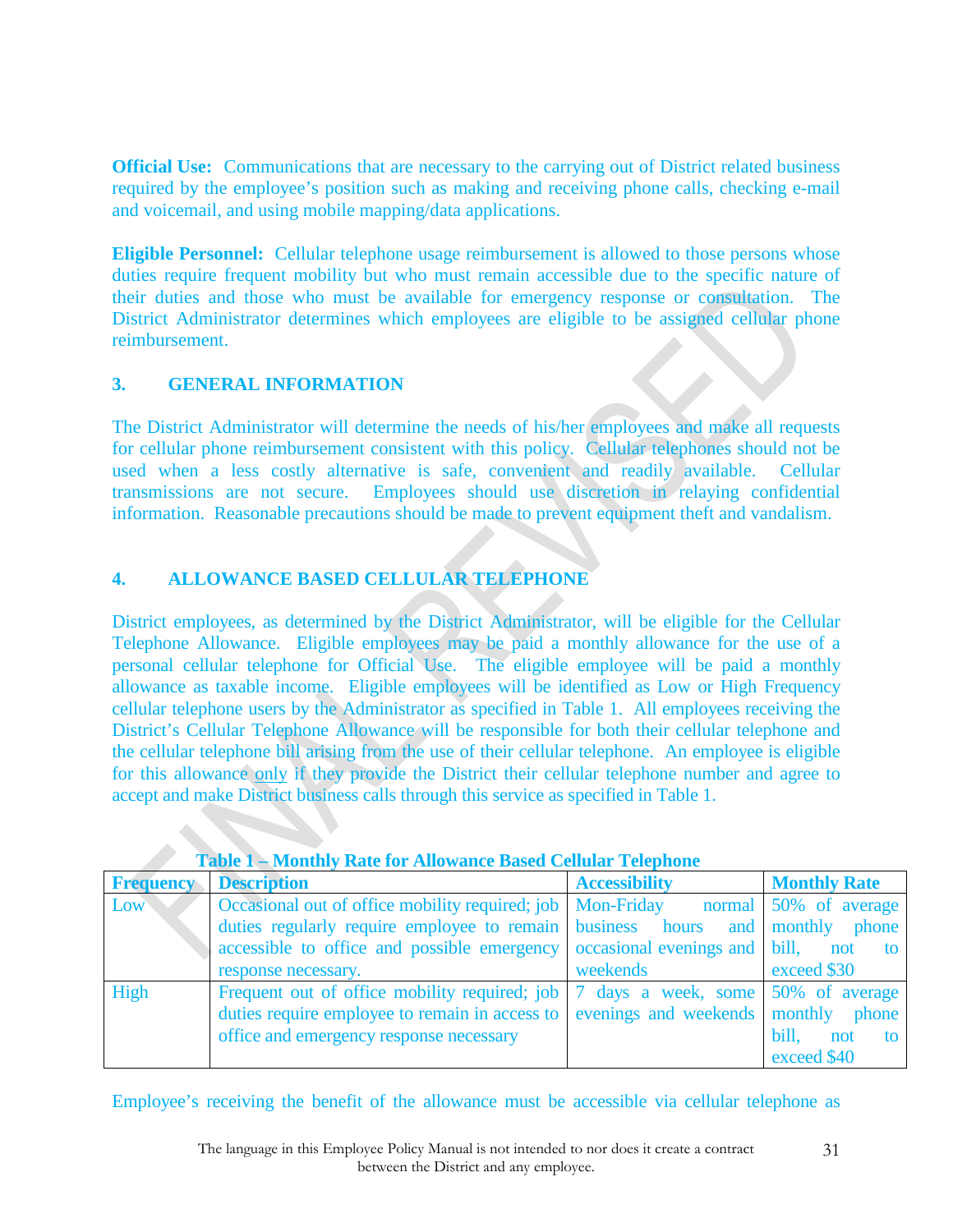**Official Use:** Communications that are necessary to the carrying out of District related business required by the employee's position such as making and receiving phone calls, checking e-mail and voicemail, and using mobile mapping/data applications.

**Eligible Personnel:** Cellular telephone usage reimbursement is allowed to those persons whose duties require frequent mobility but who must remain accessible due to the specific nature of their duties and those who must be available for emergency response or consultation. The District Administrator determines which employees are eligible to be assigned cellular phone reimbursement.

## 3. GENERAL INFORMATION

The District Administrator will determine the needs of his/her employees and make all requests for cellular phone reimbursement consistent with this policy. Cellular telephones should not be used when a less costly alternative is safe, convenient and readily available. Cellular transmissions are not secure. Employees should use discretion in relaying confidential information. Reasonable precautions should be made to prevent equipment theft and vandalism.

## 4. ALLOWANCE BASED CELLULAR TELEPHONE

District employees, as determined by the District Administrator, will be eligible for the Cellular Telephone Allowance. Eligible employees may be paid a monthly allowance for the use of a personal cellular telephone for Official Use. The eligible employee will be paid a monthly allowance as taxable income. Eligible employees will be identified as Low or High Frequency cellular telephone users by the Administrator as specified in Table 1. All employees receiving the District's Cellular Telephone Allowance will be responsible for both their cellular telephone and the cellular telephone bill arising from the use of their cellular telephone. An employee is eligible for this allowance only if they provide the District their cellular telephone number and agree to accept and make District business calls through this service as specified in Table 1.

**Table 1 – Monthly Rate for Allowance Based Cellular Telephone**

| Frequency | Description | Accessibility | Monthly Rate |
|---|---|---|---|
| Low | Occasional out of office mobility required; job duties regularly require employee to remain accessible to office and possible emergency response necessary. | Mon-Friday normal business hours and occasional evenings and weekends | 50% of average monthly phone bill, not to exceed $30 |
| High | Frequent out of office mobility required; job duties require employee to remain in access to office and emergency response necessary | 7 days a week, some evenings and weekends | 50% of average monthly phone bill, not to exceed $40 |

Employee's receiving the benefit of the allowance must be accessible via cellular telephone as

The language in this Employee Policy Manual is not intended to nor does it create a contract between the District and any employee.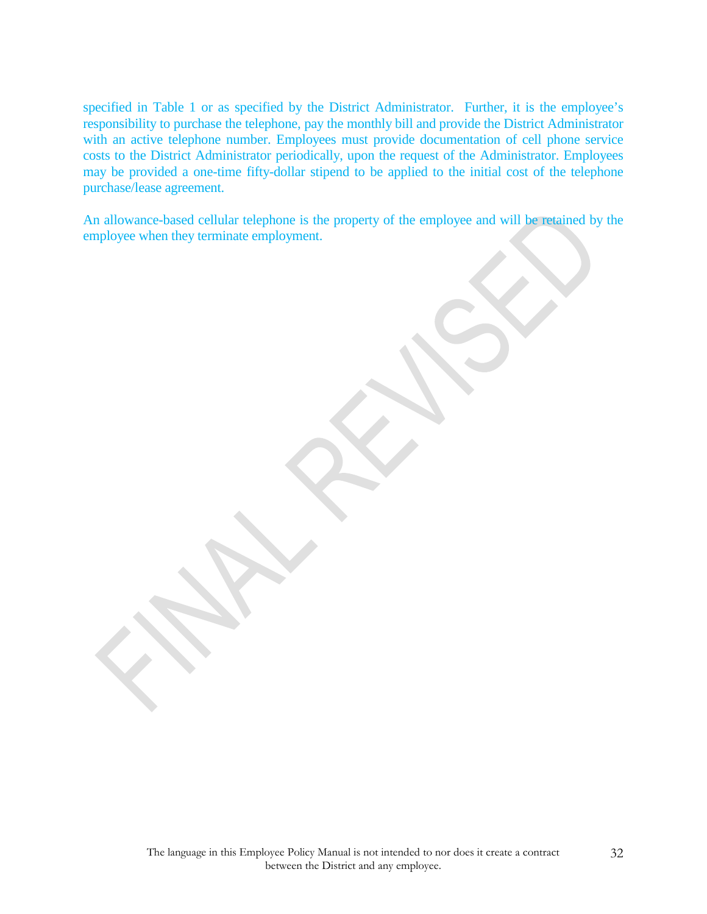specified in Table 1 or as specified by the District Administrator. Further, it is the employee's responsibility to purchase the telephone, pay the monthly bill and provide the District Administrator with an active telephone number. Employees must provide documentation of cell phone service costs to the District Administrator periodically, upon the request of the Administrator. Employees may be provided a one-time fifty-dollar stipend to be applied to the initial cost of the telephone purchase/lease agreement.

An allowance-based cellular telephone is the property of the employee and will be retained by the employee when they terminate employment.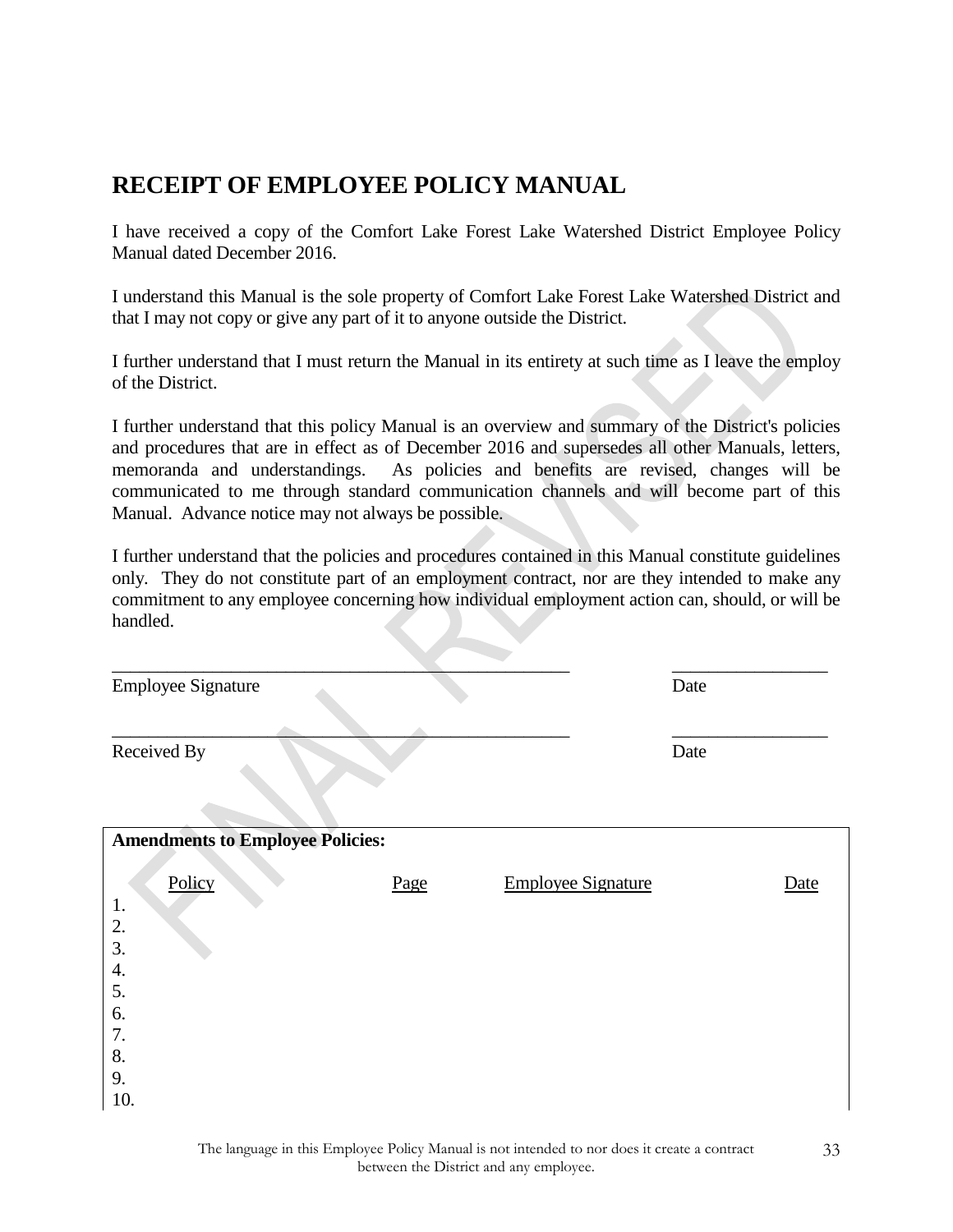# RECEIPT OF EMPLOYEE POLICY MANUAL

I have received a copy of the Comfort Lake Forest Lake Watershed District Employee Policy Manual dated December 2016.

I understand this Manual is the sole property of Comfort Lake Forest Lake Watershed District and that I may not copy or give any part of it to anyone outside the District.

I further understand that I must return the Manual in its entirety at such time as I leave the employ of the District.

I further understand that this policy Manual is an overview and summary of the District's policies and procedures that are in effect as of December 2016 and supersedes all other Manuals, letters, memoranda and understandings. As policies and benefits are revised, changes will be communicated to me through standard communication channels and will become part of this Manual. Advance notice may not always be possible.

I further understand that the policies and procedures contained in this Manual constitute guidelines only. They do not constitute part of an employment contract, nor are they intended to make any commitment to any employee concerning how individual employment action can, should, or will be handled.

_______________________________________________ _______________
Employee Signature Date

_______________________________________________ _______________
Received By Date

**Amendments to Employee Policies:**

| | Policy | Page | Employee Signature | Date |
|---|---|---|---|---|
| 1. | | | | |
| 2. | | | | |
| 3. | | | | |
| 4. | | | | |
| 5. | | | | |
| 6. | | | | |
| 7. | | | | |
| 8. | | | | |
| 9. | | | | |
| 10. | | | | |

The language in this Employee Policy Manual is not intended to nor does it create a contract between the District and any employee.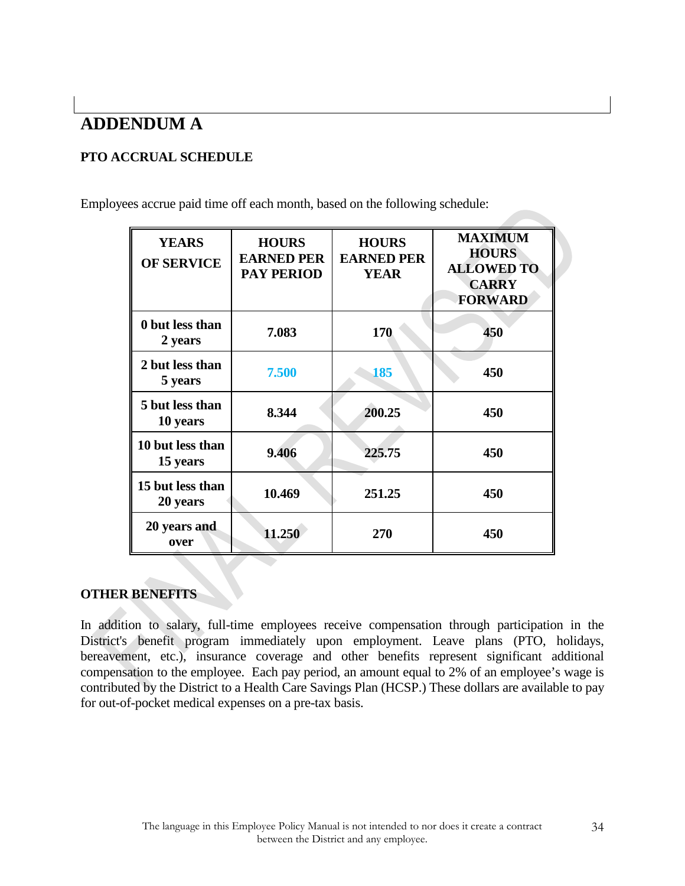# ADDENDUM A

**PTO ACCRUAL SCHEDULE**

Employees accrue paid time off each month, based on the following schedule:

| YEARS OF SERVICE | HOURS EARNED PER PAY PERIOD | HOURS EARNED PER YEAR | MAXIMUM HOURS ALLOWED TO CARRY FORWARD |
|---|---|---|---|
| 0 but less than 2 years | 7.083 | 170 | 450 |
| 2 but less than 5 years | 7.500 | 185 | 450 |
| 5 but less than 10 years | 8.344 | 200.25 | 450 |
| 10 but less than 15 years | 9.406 | 225.75 | 450 |
| 15 but less than 20 years | 10.469 | 251.25 | 450 |
| 20 years and over | 11.250 | 270 | 450 |

**OTHER BENEFITS**

In addition to salary, full-time employees receive compensation through participation in the District's benefit program immediately upon employment. Leave plans (PTO, holidays, bereavement, etc.), insurance coverage and other benefits represent significant additional compensation to the employee. Each pay period, an amount equal to 2% of an employee's wage is contributed by the District to a Health Care Savings Plan (HCSP.) These dollars are available to pay for out-of-pocket medical expenses on a pre-tax basis.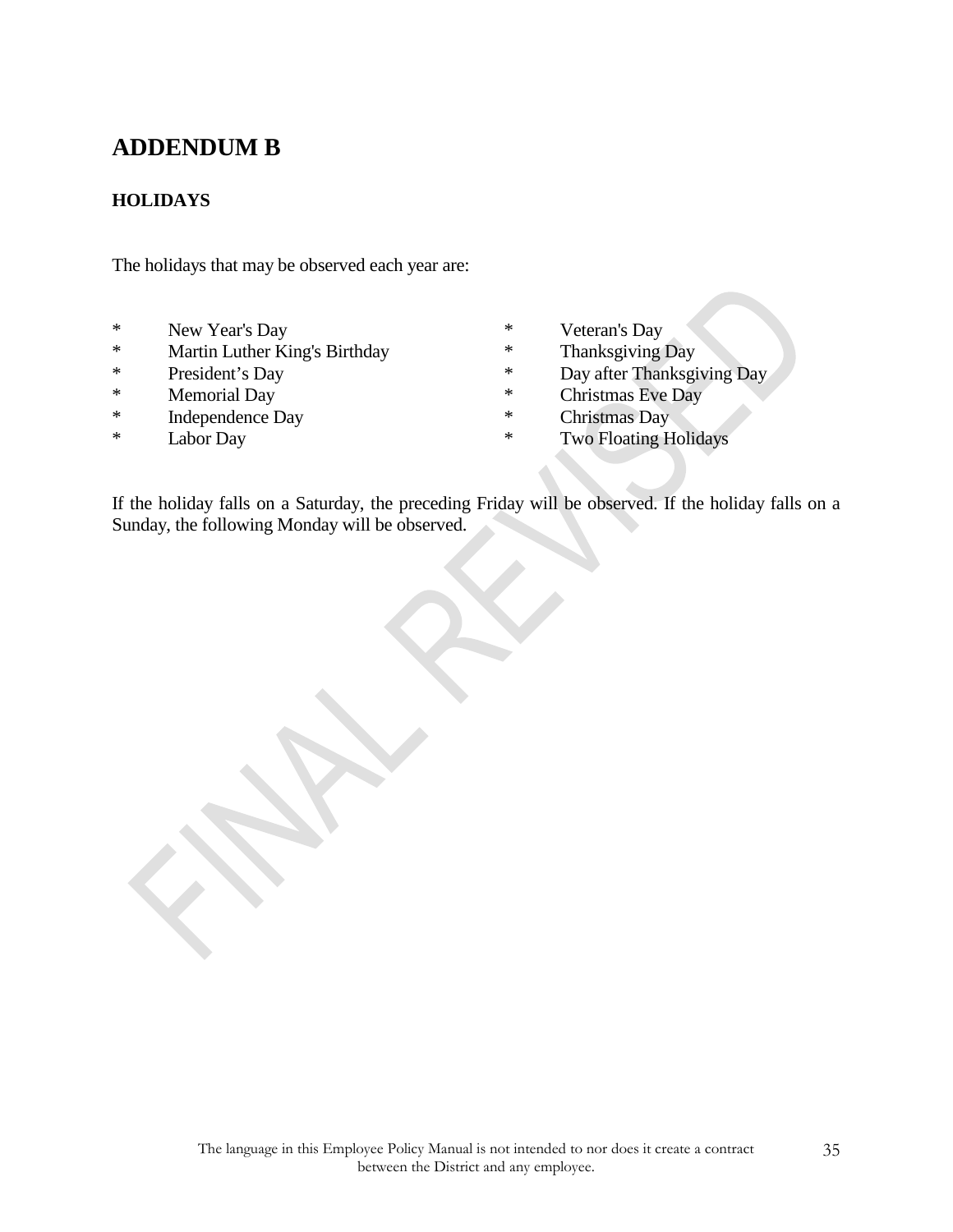# ADDENDUM B

## HOLIDAYS

The holidays that may be observed each year are:

* New Year's Day
* Martin Luther King's Birthday
* President's Day
* Memorial Day
* Independence Day
* Labor Day
* Veteran's Day
* Thanksgiving Day
* Day after Thanksgiving Day
* Christmas Eve Day
* Christmas Day
* Two Floating Holidays

If the holiday falls on a Saturday, the preceding Friday will be observed. If the holiday falls on a Sunday, the following Monday will be observed.

The language in this Employee Policy Manual is not intended to nor does it create a contract between the District and any employee.